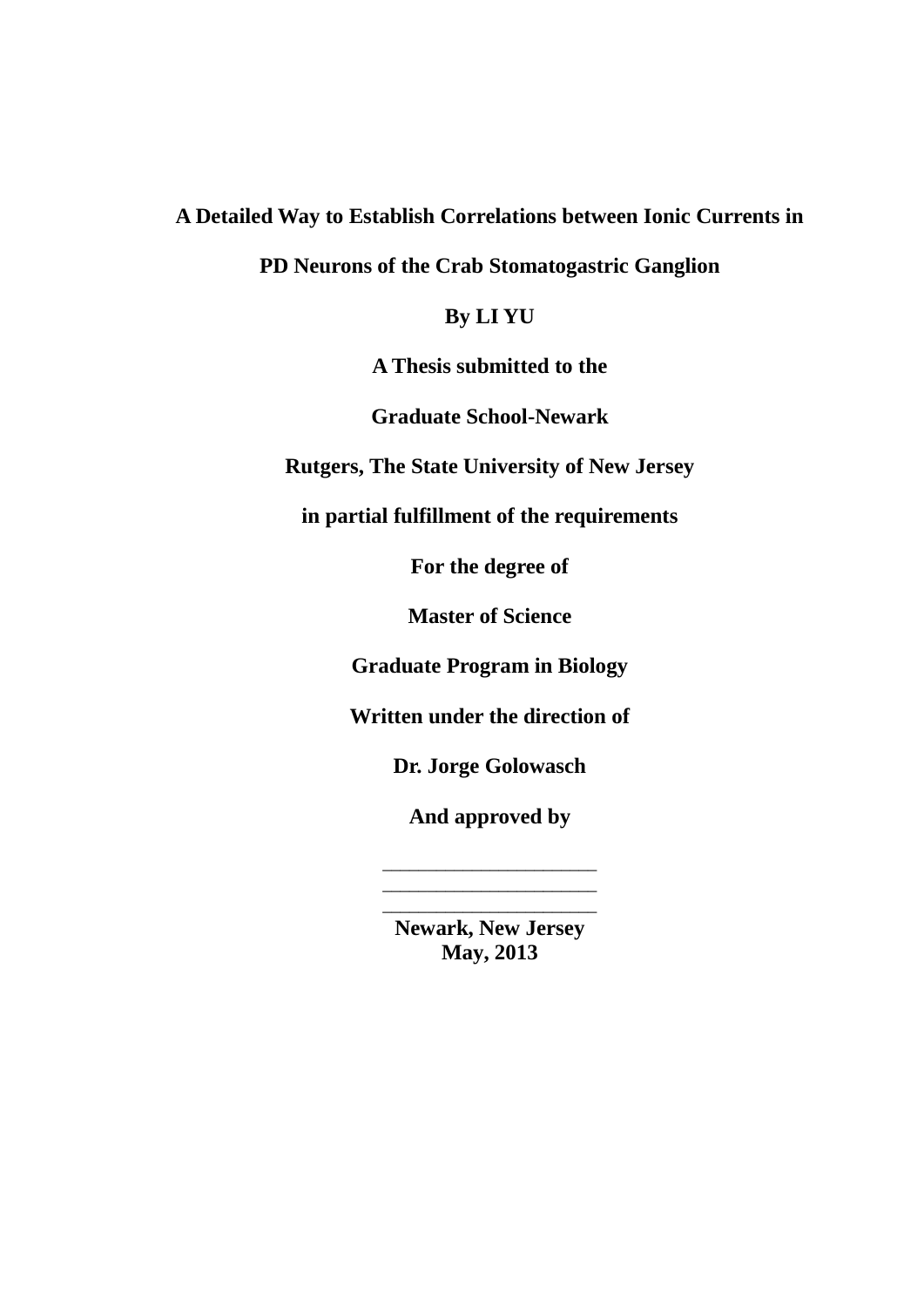# A Detailed Way to Establish Correlations between Ionic Currents in PD Neurons of the Crab Stomatogastric Ganglion

**By LI YU**

**A Thesis submitted to the**

**Graduate School-Newark**

**Rutgers, The State University of New Jersey**

**in partial fulfillment of the requirements**

**For the degree of**

**Master of Science**

**Graduate Program in Biology**

**Written under the direction of**

**Dr. Jorge Golowasch**

**And approved by**

\_\_\_\_\_\_\_\_\_\_\_\_\_\_\_\_\_\_\_\_\_\_\_

\_\_\_\_\_\_\_\_\_\_\_\_\_\_\_\_\_\_\_\_\_\_\_

\_\_\_\_\_\_\_\_\_\_\_\_\_\_\_\_\_\_\_\_\_\_\_

**Newark, New Jersey**

**May, 2013**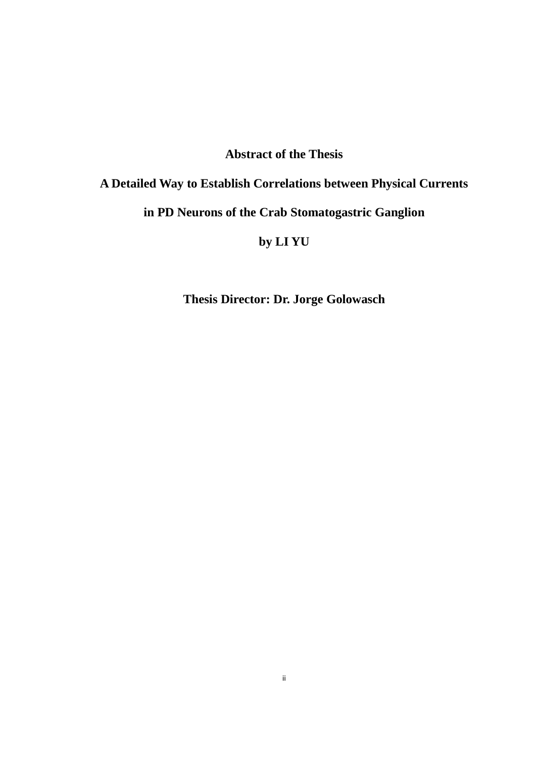**Abstract of the Thesis**

**A Detailed Way to Establish Correlations between Physical Currents in PD Neurons of the Crab Stomatogastric Ganglion**

**by LI YU**

**Thesis Director: Dr. Jorge Golowasch**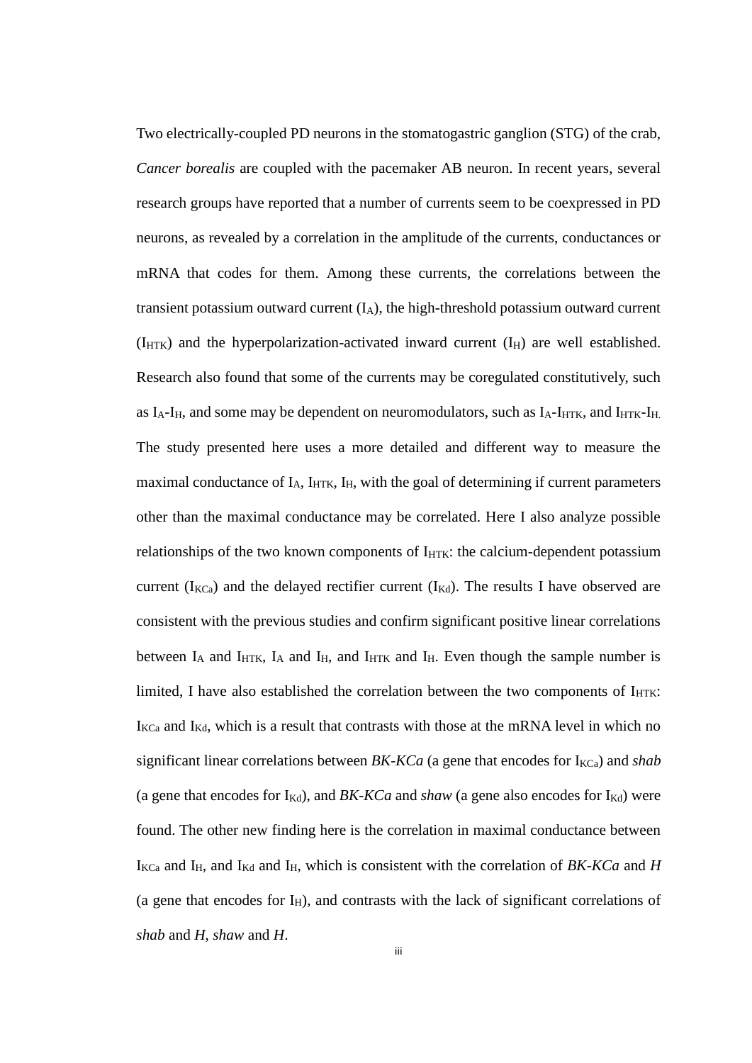Two electrically-coupled PD neurons in the stomatogastric ganglion (STG) of the crab, *Cancer borealis* are coupled with the pacemaker AB neuron. In recent years, several research groups have reported that a number of currents seem to be coexpressed in PD neurons, as revealed by a correlation in the amplitude of the currents, conductances or mRNA that codes for them. Among these currents, the correlations between the transient potassium outward current ($I_A$), the high-threshold potassium outward current ($I_{HTK}$) and the hyperpolarization-activated inward current ($I_H$) are well established. Research also found that some of the currents may be coregulated constitutively, such as $I_A$-$I_H$, and some may be dependent on neuromodulators, such as $I_A$-$I_{HTK}$, and $I_{HTK}$-$I_H$. The study presented here uses a more detailed and different way to measure the maximal conductance of $I_A$, $I_{HTK}$, $I_H$, with the goal of determining if current parameters other than the maximal conductance may be correlated. Here I also analyze possible relationships of the two known components of $I_{HTK}$: the calcium-dependent potassium current ($I_{KCa}$) and the delayed rectifier current ($I_{Kd}$). The results I have observed are consistent with the previous studies and confirm significant positive linear correlations between $I_A$ and $I_{HTK}$, $I_A$ and $I_H$, and $I_{HTK}$ and $I_H$. Even though the sample number is limited, I have also established the correlation between the two components of $I_{HTK}$: $I_{KCa}$ and $I_{Kd}$, which is a result that contrasts with those at the mRNA level in which no significant linear correlations between *BK-KCa* (a gene that encodes for $I_{KCa}$) and *shab* (a gene that encodes for $I_{Kd}$), and *BK-KCa* and *shaw* (a gene also encodes for $I_{Kd}$) were found. The other new finding here is the correlation in maximal conductance between $I_{KCa}$ and $I_H$, and $I_{Kd}$ and $I_H$, which is consistent with the correlation of *BK-KCa* and *H* (a gene that encodes for $I_H$), and contrasts with the lack of significant correlations of *shab* and *H*, *shaw* and *H*.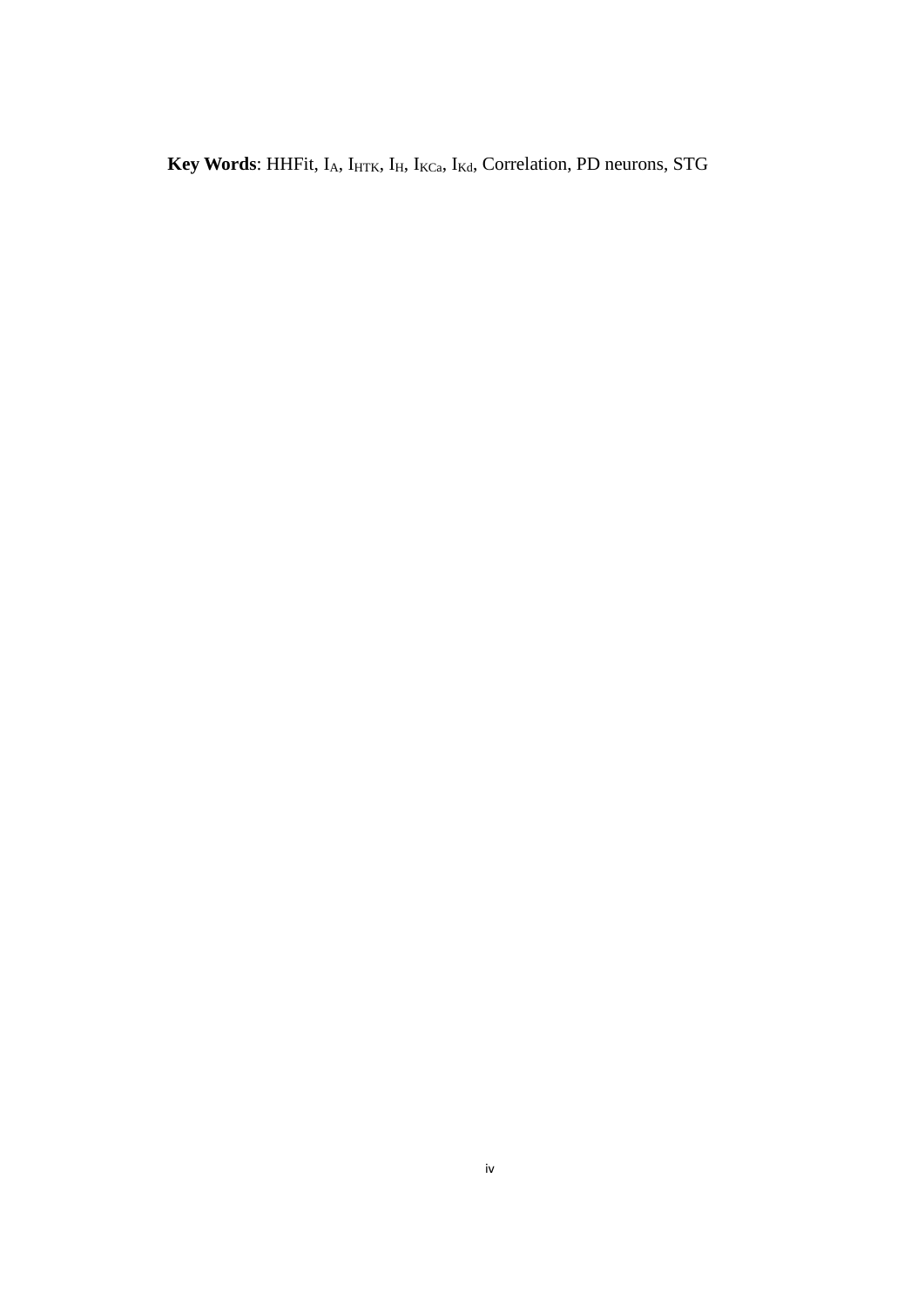**Key Words**: HHFit, $I_A$, $I_{HTK}$, $I_H$, $I_{KCa}$, $I_{Kd}$, Correlation, PD neurons, STG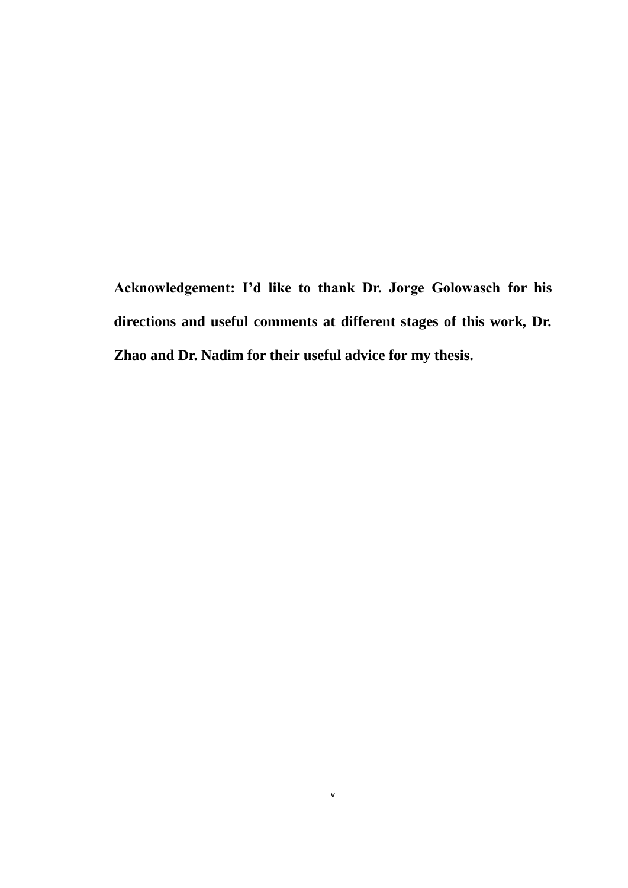**Acknowledgement: I'd like to thank Dr. Jorge Golowasch for his directions and useful comments at different stages of this work, Dr. Zhao and Dr. Nadim for their useful advice for my thesis.**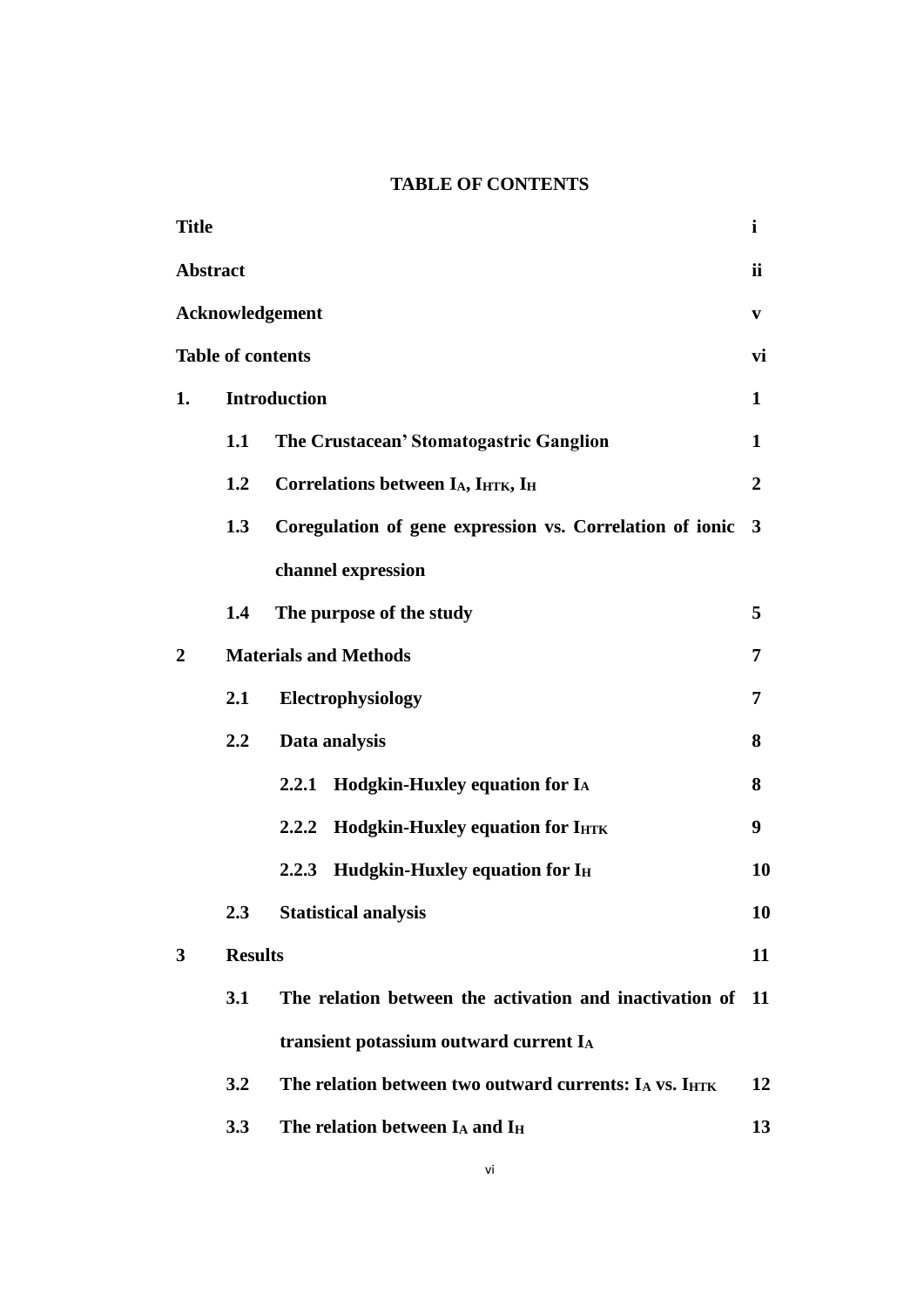# TABLE OF CONTENTS

| | | | | |
|---|---|---|---|---|
| **Title** | | | | **i** |
| **Abstract** | | | | **ii** |
| **Acknowledgement** | | | | **v** |
| **Table of contents** | | | | **vi** |
| **1.** | **Introduction** | | | **1** |
| | **1.1** | **The Crustacean' Stomatogastric Ganglion** | | **1** |
| | **1.2** | **Correlations between $I_A$, $I_{HTK}$, $I_H$** | | **2** |
| | **1.3** | **Coregulation of gene expression vs. Correlation of ionic channel expression** | | **3** |
| | **1.4** | **The purpose of the study** | | **5** |
| **2** | **Materials and Methods** | | | **7** |
| | **2.1** | **Electrophysiology** | | **7** |
| | **2.2** | **Data analysis** | | **8** |
| | | **2.2.1** | **Hodgkin-Huxley equation for $I_A$** | **8** |
| | | **2.2.2** | **Hodgkin-Huxley equation for $I_{HTK}$** | **9** |
| | | **2.2.3** | **Hudgkin-Huxley equation for $I_H$** | **10** |
| | **2.3** | **Statistical analysis** | | **10** |
| **3** | **Results** | | | **11** |
| | **3.1** | **The relation between the activation and inactivation of transient potassium outward current $I_A$** | | **11** |
| | **3.2** | **The relation between two outward currents: $I_A$ vs. $I_{HTK}$** | | **12** |
| | **3.3** | **The relation between $I_A$ and $I_H$** | | **13** |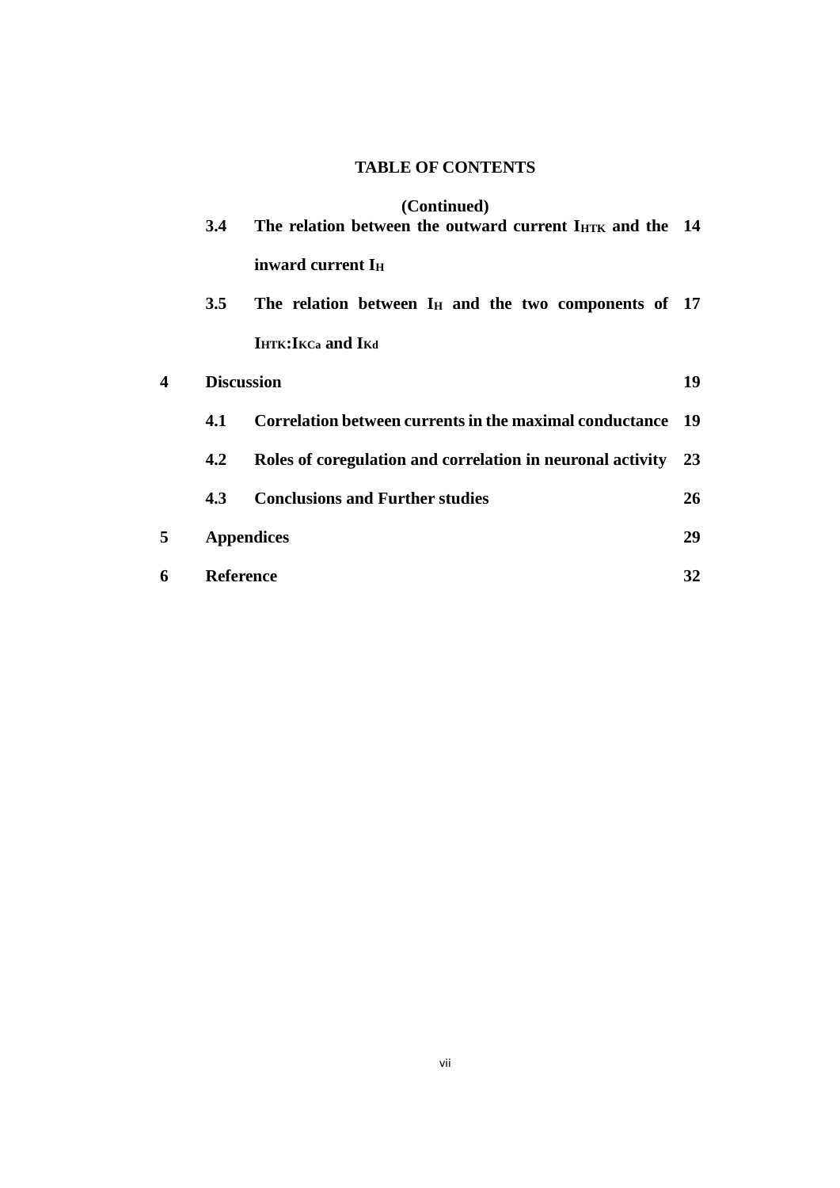**TABLE OF CONTENTS**

**(Continued)**

| | | | |
|---|---|---|---|
| | **3.4** | **The relation between the outward current $I_{HTK}$ and the inward current $I_H$** | **14** |
| | **3.5** | **The relation between $I_H$ and the two components of $I_{HTK}$:$I_{KCa}$ and $I_{Kd}$** | **17** |
| **4** | **Discussion** | | **19** |
| | **4.1** | **Correlation between currents in the maximal conductance** | **19** |
| | **4.2** | **Roles of coregulation and correlation in neuronal activity** | **23** |
| | **4.3** | **Conclusions and Further studies** | **26** |
| **5** | **Appendices** | | **29** |
| **6** | **Reference** | | **32** |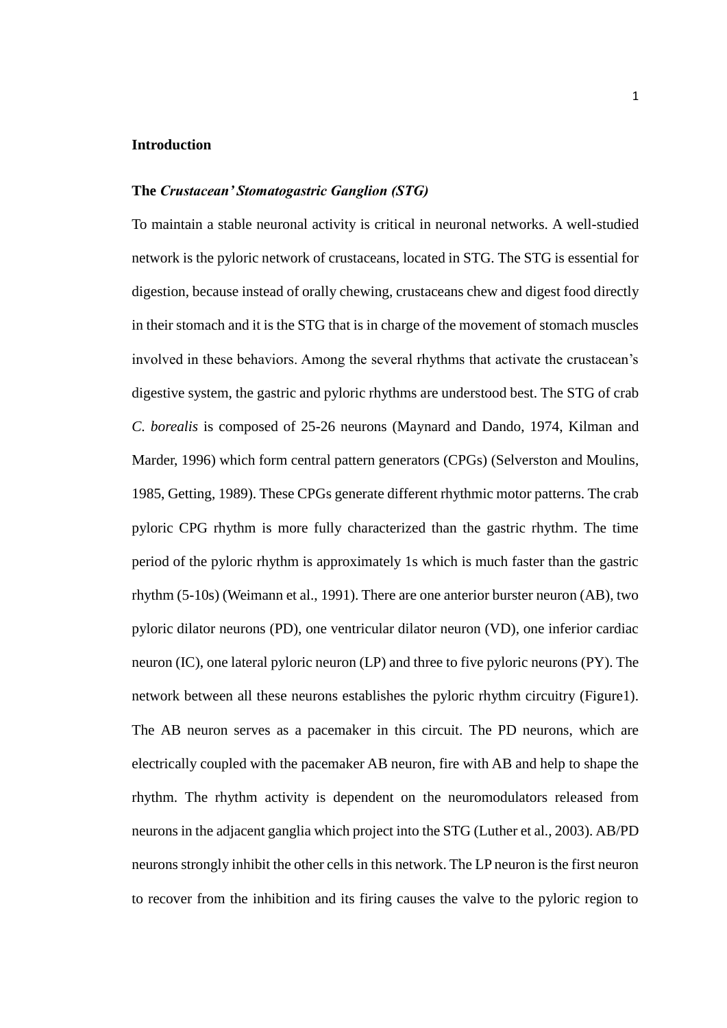# Introduction

## The *Crustacean' Stomatogastric Ganglion (STG)*

To maintain a stable neuronal activity is critical in neuronal networks. A well-studied network is the pyloric network of crustaceans, located in STG. The STG is essential for digestion, because instead of orally chewing, crustaceans chew and digest food directly in their stomach and it is the STG that is in charge of the movement of stomach muscles involved in these behaviors. Among the several rhythms that activate the crustacean's digestive system, the gastric and pyloric rhythms are understood best. The STG of crab *C. borealis* is composed of 25-26 neurons (Maynard and Dando, 1974, Kilman and Marder, 1996) which form central pattern generators (CPGs) (Selverston and Moulins, 1985, Getting, 1989). These CPGs generate different rhythmic motor patterns. The crab pyloric CPG rhythm is more fully characterized than the gastric rhythm. The time period of the pyloric rhythm is approximately 1s which is much faster than the gastric rhythm (5-10s) (Weimann et al., 1991). There are one anterior burster neuron (AB), two pyloric dilator neurons (PD), one ventricular dilator neuron (VD), one inferior cardiac neuron (IC), one lateral pyloric neuron (LP) and three to five pyloric neurons (PY). The network between all these neurons establishes the pyloric rhythm circuitry (Figure1). The AB neuron serves as a pacemaker in this circuit. The PD neurons, which are electrically coupled with the pacemaker AB neuron, fire with AB and help to shape the rhythm. The rhythm activity is dependent on the neuromodulators released from neurons in the adjacent ganglia which project into the STG (Luther et al., 2003). AB/PD neurons strongly inhibit the other cells in this network. The LP neuron is the first neuron to recover from the inhibition and its firing causes the valve to the pyloric region to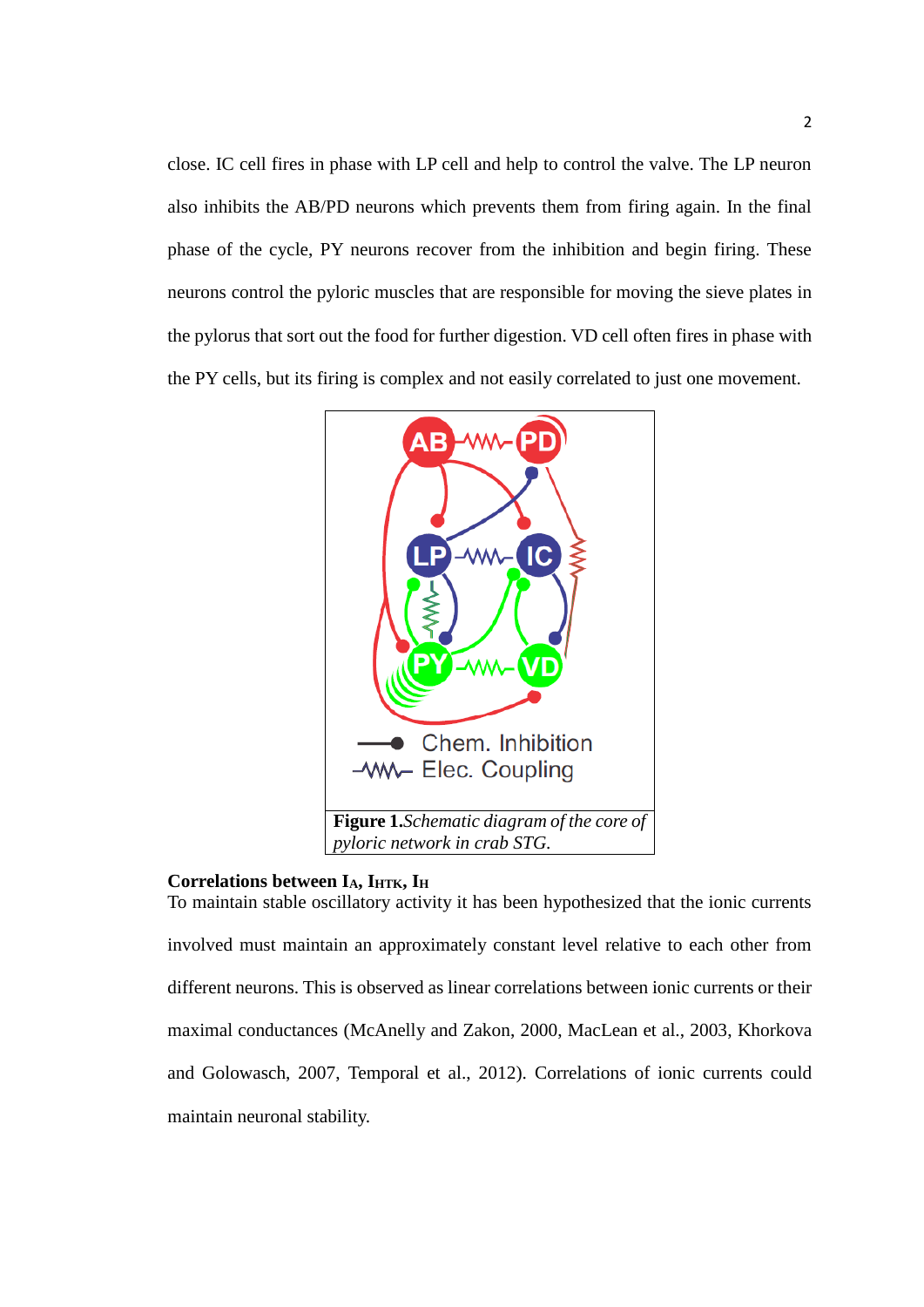close. IC cell fires in phase with LP cell and help to control the valve. The LP neuron also inhibits the AB/PD neurons which prevents them from firing again. In the final phase of the cycle, PY neurons recover from the inhibition and begin firing. These neurons control the pyloric muscles that are responsible for moving the sieve plates in the pylorus that sort out the food for further digestion. VD cell often fires in phase with the PY cells, but its firing is complex and not easily correlated to just one movement.

**Figure 1.** *Schematic diagram of the core of pyloric network in crab STG.*

### Correlations between $I_A$, $I_{HTK}$, $I_H$

To maintain stable oscillatory activity it has been hypothesized that the ionic currents involved must maintain an approximately constant level relative to each other from different neurons. This is observed as linear correlations between ionic currents or their maximal conductances (McAnelly and Zakon, 2000, MacLean et al., 2003, Khorkova and Golowasch, 2007, Temporal et al., 2012). Correlations of ionic currents could maintain neuronal stability.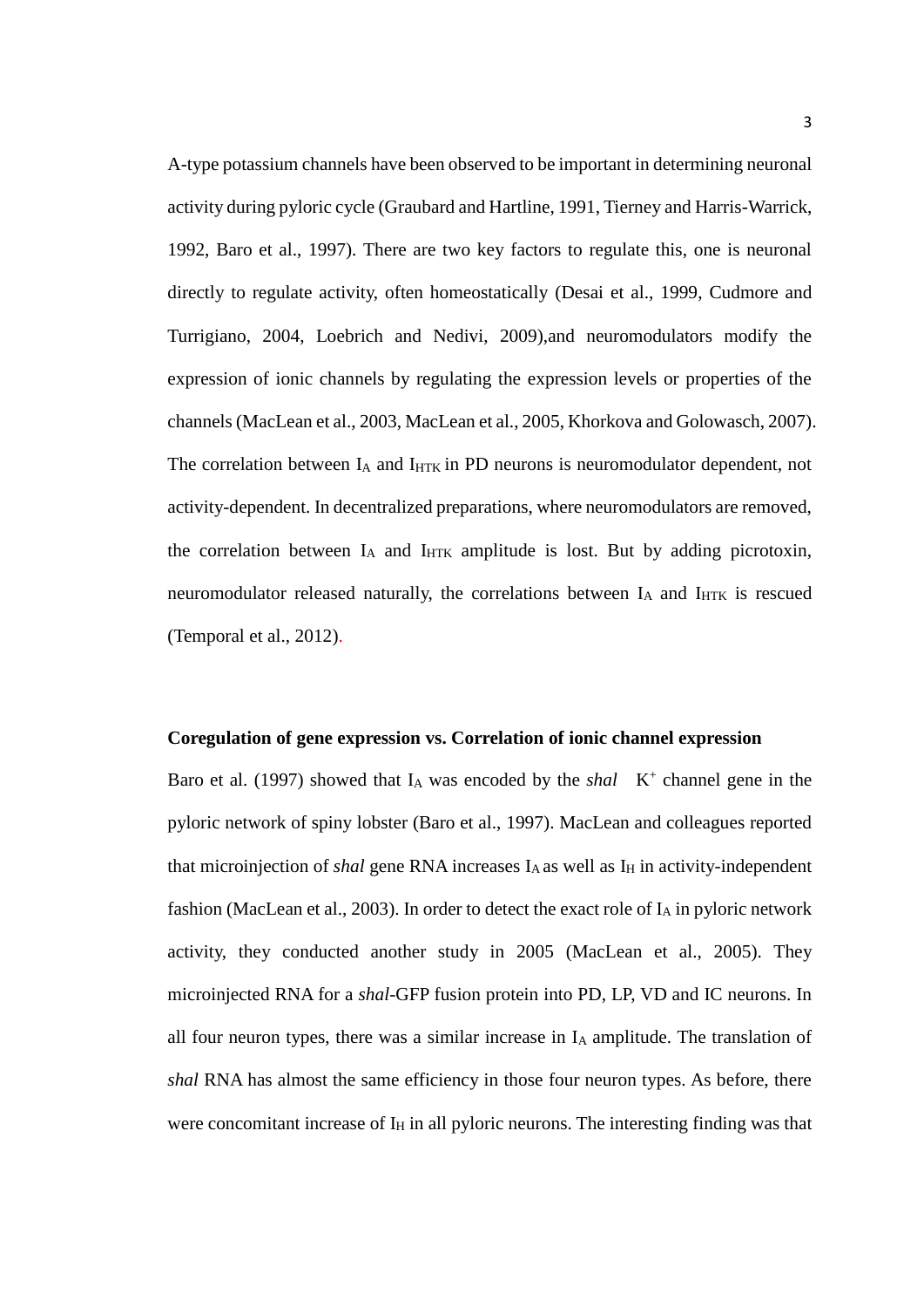A-type potassium channels have been observed to be important in determining neuronal activity during pyloric cycle (Graubard and Hartline, 1991, Tierney and Harris-Warrick, 1992, Baro et al., 1997). There are two key factors to regulate this, one is neuronal directly to regulate activity, often homeostatically (Desai et al., 1999, Cudmore and Turrigiano, 2004, Loebrich and Nedivi, 2009),and neuromodulators modify the expression of ionic channels by regulating the expression levels or properties of the channels (MacLean et al., 2003, MacLean et al., 2005, Khorkova and Golowasch, 2007). The correlation between $I_A$ and $I_{HTK}$ in PD neurons is neuromodulator dependent, not activity-dependent. In decentralized preparations, where neuromodulators are removed, the correlation between $I_A$ and $I_{HTK}$ amplitude is lost. But by adding picrotoxin, neuromodulator released naturally, the correlations between $I_A$ and $I_{HTK}$ is rescued (Temporal et al., 2012).

**Coregulation of gene expression vs. Correlation of ionic channel expression**

Baro et al. (1997) showed that $I_A$ was encoded by the *shal* $K^+$ channel gene in the pyloric network of spiny lobster (Baro et al., 1997). MacLean and colleagues reported that microinjection of *shal* gene RNA increases $I_A$ as well as $I_H$ in activity-independent fashion (MacLean et al., 2003). In order to detect the exact role of $I_A$ in pyloric network activity, they conducted another study in 2005 (MacLean et al., 2005). They microinjected RNA for a *shal*-GFP fusion protein into PD, LP, VD and IC neurons. In all four neuron types, there was a similar increase in $I_A$ amplitude. The translation of *shal* RNA has almost the same efficiency in those four neuron types. As before, there were concomitant increase of $I_H$ in all pyloric neurons. The interesting finding was that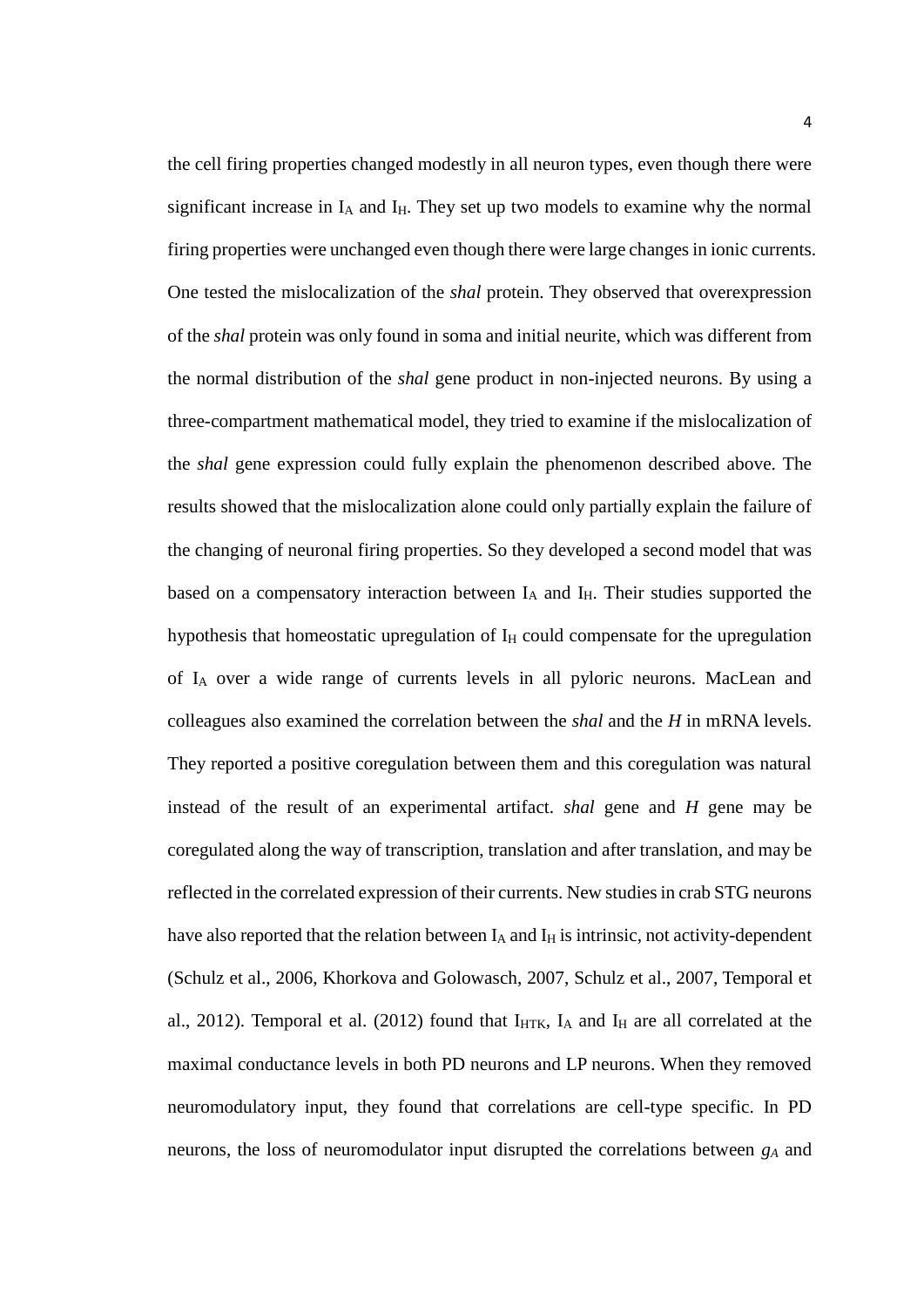the cell firing properties changed modestly in all neuron types, even though there were significant increase in $I_A$ and $I_H$. They set up two models to examine why the normal firing properties were unchanged even though there were large changes in ionic currents. One tested the mislocalization of the *shal* protein. They observed that overexpression of the *shal* protein was only found in soma and initial neurite, which was different from the normal distribution of the *shal* gene product in non-injected neurons. By using a three-compartment mathematical model, they tried to examine if the mislocalization of the *shal* gene expression could fully explain the phenomenon described above. The results showed that the mislocalization alone could only partially explain the failure of the changing of neuronal firing properties. So they developed a second model that was based on a compensatory interaction between $I_A$ and $I_H$. Their studies supported the hypothesis that homeostatic upregulation of $I_H$ could compensate for the upregulation of $I_A$ over a wide range of currents levels in all pyloric neurons. MacLean and colleagues also examined the correlation between the *shal* and the *H* in mRNA levels. They reported a positive coregulation between them and this coregulation was natural instead of the result of an experimental artifact. *shal* gene and *H* gene may be coregulated along the way of transcription, translation and after translation, and may be reflected in the correlated expression of their currents. New studies in crab STG neurons have also reported that the relation between $I_A$ and $I_H$ is intrinsic, not activity-dependent (Schulz et al., 2006, Khorkova and Golowasch, 2007, Schulz et al., 2007, Temporal et al., 2012). Temporal et al. (2012) found that $I_{HTK}$, $I_A$ and $I_H$ are all correlated at the maximal conductance levels in both PD neurons and LP neurons. When they removed neuromodulatory input, they found that correlations are cell-type specific. In PD neurons, the loss of neuromodulator input disrupted the correlations between $g_A$ and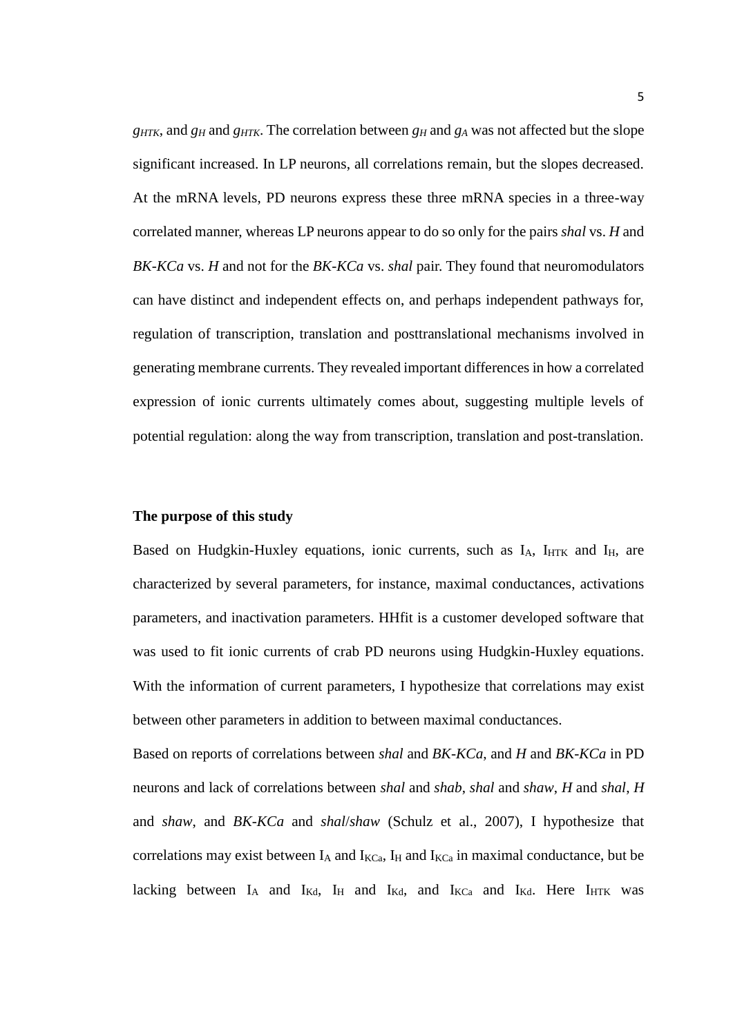$g_{HTK}$, and $g_H$ and $g_{HTK}$. The correlation between $g_H$ and $g_A$ was not affected but the slope significant increased. In LP neurons, all correlations remain, but the slopes decreased. At the mRNA levels, PD neurons express these three mRNA species in a three-way correlated manner, whereas LP neurons appear to do so only for the pairs *shal* vs. *H* and *BK-KCa* vs. *H* and not for the *BK-KCa* vs. *shal* pair. They found that neuromodulators can have distinct and independent effects on, and perhaps independent pathways for, regulation of transcription, translation and posttranslational mechanisms involved in generating membrane currents. They revealed important differences in how a correlated expression of ionic currents ultimately comes about, suggesting multiple levels of potential regulation: along the way from transcription, translation and post-translation.

**The purpose of this study**

Based on Hudgkin-Huxley equations, ionic currents, such as $I_A$, $I_{HTK}$ and $I_H$, are characterized by several parameters, for instance, maximal conductances, activations parameters, and inactivation parameters. HHfit is a customer developed software that was used to fit ionic currents of crab PD neurons using Hudgkin-Huxley equations. With the information of current parameters, I hypothesize that correlations may exist between other parameters in addition to between maximal conductances.

Based on reports of correlations between *shal* and *BK-KCa*, and *H* and *BK-KCa* in PD neurons and lack of correlations between *shal* and *shab*, *shal* and *shaw*, *H* and *shal*, *H* and *shaw*, and *BK-KCa* and *shal*/*shaw* (Schulz et al., 2007), I hypothesize that correlations may exist between $I_A$ and $I_{KCa}$, $I_H$ and $I_{KCa}$ in maximal conductance, but be lacking between $I_A$ and $I_{Kd}$, $I_H$ and $I_{Kd}$, and $I_{KCa}$ and $I_{Kd}$. Here $I_{HTK}$ was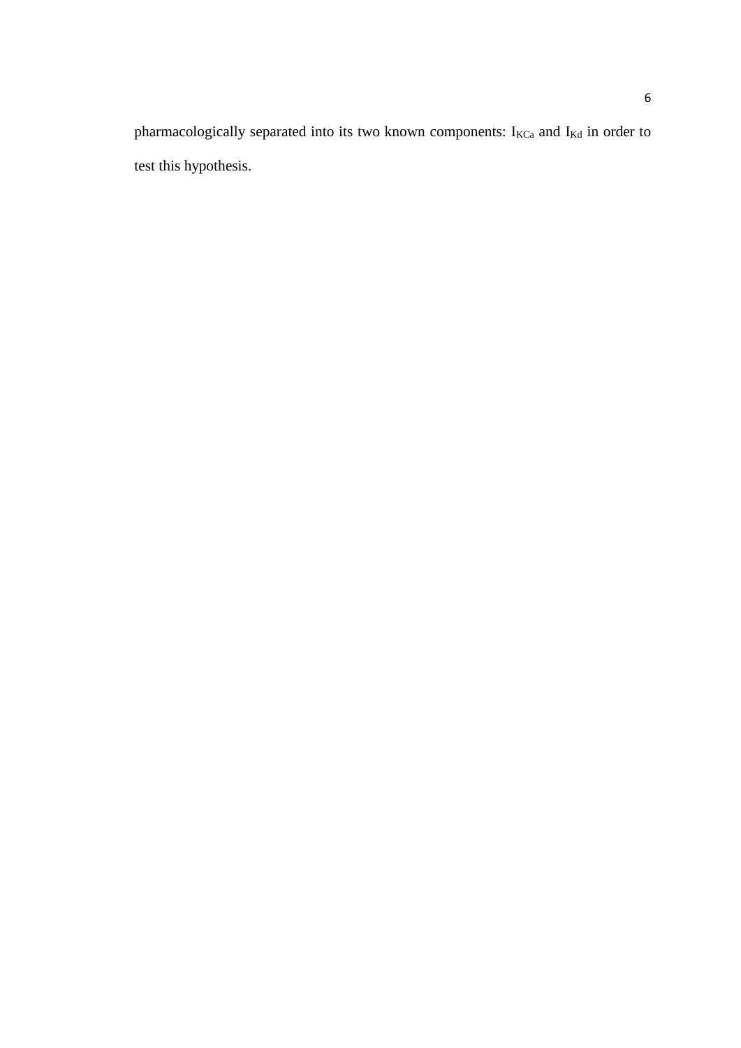pharmacologically separated into its two known components: $I_{KCa}$ and $I_{Kd}$ in order to test this hypothesis.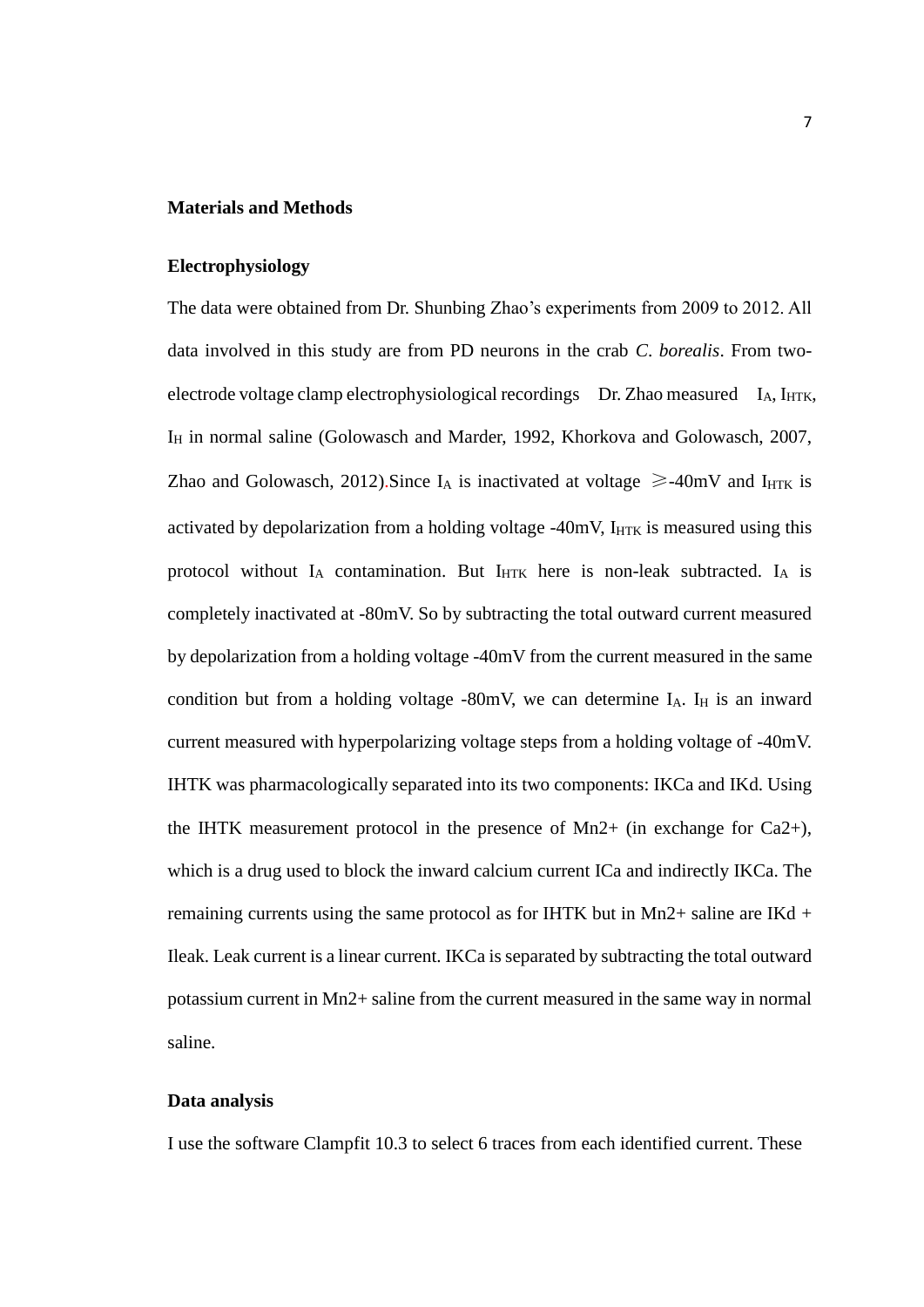## Materials and Methods

### Electrophysiology

The data were obtained from Dr. Shunbing Zhao's experiments from 2009 to 2012. All data involved in this study are from PD neurons in the crab *C. borealis*. From two-electrode voltage clamp electrophysiological recordings Dr. Zhao measured $I_A$, $I_{HTK}$, $I_H$ in normal saline (Golowasch and Marder, 1992, Khorkova and Golowasch, 2007, Zhao and Golowasch, 2012).Since $I_A$ is inactivated at voltage ≥-40mV and $I_{HTK}$ is activated by depolarization from a holding voltage -40mV, $I_{HTK}$ is measured using this protocol without $I_A$ contamination. But $I_{HTK}$ here is non-leak subtracted. $I_A$ is completely inactivated at -80mV. So by subtracting the total outward current measured by depolarization from a holding voltage -40mV from the current measured in the same condition but from a holding voltage -80mV, we can determine $I_A$. $I_H$ is an inward current measured with hyperpolarizing voltage steps from a holding voltage of -40mV. IHTK was pharmacologically separated into its two components: IKCa and IKd. Using the IHTK measurement protocol in the presence of $Mn^{2+}$ (in exchange for $Ca^{2+}$), which is a drug used to block the inward calcium current ICa and indirectly IKCa. The remaining currents using the same protocol as for IHTK but in $Mn^{2+}$ saline are IKd + Ileak. Leak current is a linear current. IKCa is separated by subtracting the total outward potassium current in $Mn^{2+}$ saline from the current measured in the same way in normal saline.

### Data analysis

I use the software Clampfit 10.3 to select 6 traces from each identified current. These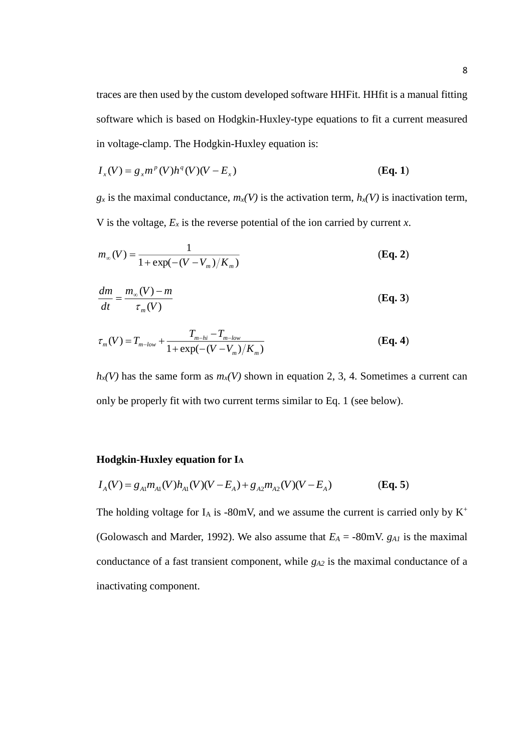traces are then used by the custom developed software HHFit. HHfit is a manual fitting software which is based on Hodgkin-Huxley-type equations to fit a current measured in voltage-clamp. The Hodgkin-Huxley equation is:

$$I_x(V) = g_x m^p(V) h^q(V)(V - E_x) \qquad \textbf{(Eq. 1)}$$

$g_x$ is the maximal conductance, $m_x(V)$ is the activation term, $h_x(V)$ is inactivation term, V is the voltage, $E_x$ is the reverse potential of the ion carried by current *x*.

$$m_\infty(V) = \frac{1}{1 + \exp(-(V - V_m)/K_m)} \qquad \textbf{(Eq. 2)}$$

$$\frac{dm}{dt} = \frac{m_\infty(V) - m}{\tau_m(V)} \qquad \textbf{(Eq. 3)}$$

$$\tau_m(V) = T_{m-low} + \frac{T_{m-hi} - T_{m-low}}{1 + \exp(-(V - V_m)/K_m)} \qquad \textbf{(Eq. 4)}$$

$h_x(V)$ has the same form as $m_x(V)$ shown in equation 2, 3, 4. Sometimes a current can only be properly fit with two current terms similar to Eq. 1 (see below).

**Hodgkin-Huxley equation for $I_A$**

$$I_A(V) = g_{A1} m_{A1}(V) h_{A1}(V)(V - E_A) + g_{A2} m_{A2}(V)(V - E_A) \qquad \textbf{(Eq. 5)}$$

The holding voltage for $I_A$ is -80mV, and we assume the current is carried only by $K^+$ (Golowasch and Marder, 1992). We also assume that $E_A$ = -80mV. $g_{A1}$ is the maximal conductance of a fast transient component, while $g_{A2}$ is the maximal conductance of a inactivating component.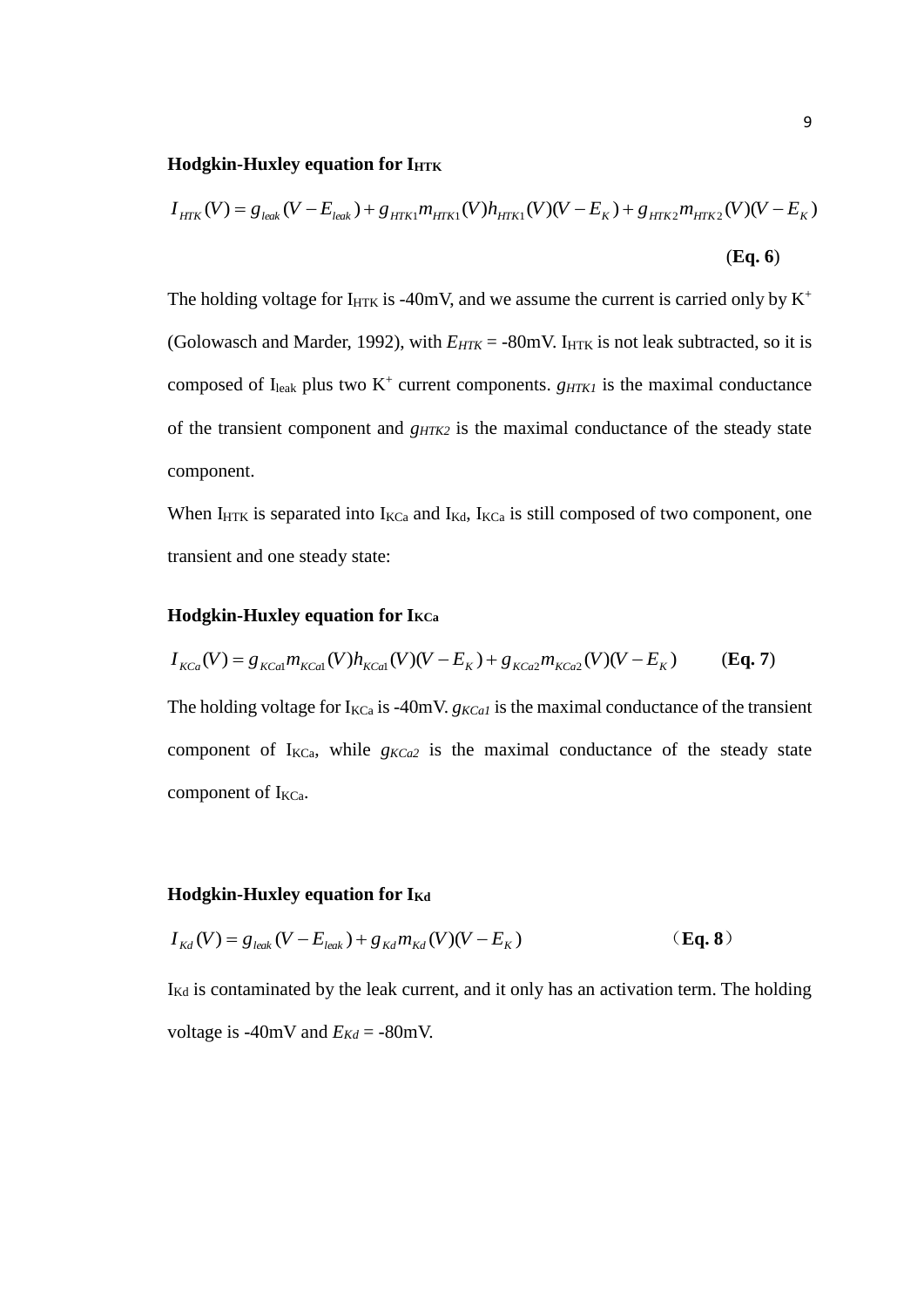**Hodgkin-Huxley equation for $I_{HTK}$**

$$I_{HTK}(V) = g_{leak}(V - E_{leak}) + g_{HTK1}m_{HTK1}(V)h_{HTK1}(V)(V - E_K) + g_{HTK2}m_{HTK2}(V)(V - E_K) \qquad \textbf{(Eq. 6)}$$

The holding voltage for $I_{HTK}$ is -40mV, and we assume the current is carried only by $K^+$ (Golowasch and Marder, 1992), with $E_{HTK}$ = -80mV. $I_{HTK}$ is not leak subtracted, so it is composed of $I_{leak}$ plus two $K^+$ current components. $g_{HTK1}$ is the maximal conductance of the transient component and $g_{HTK2}$ is the maximal conductance of the steady state component.

When $I_{HTK}$ is separated into $I_{KCa}$ and $I_{Kd}$, $I_{KCa}$ is still composed of two component, one transient and one steady state:

**Hodgkin-Huxley equation for $I_{KCa}$**

$$I_{KCa}(V) = g_{KCa1}m_{KCa1}(V)h_{KCa1}(V)(V - E_K) + g_{KCa2}m_{KCa2}(V)(V - E_K) \qquad \textbf{(Eq. 7)}$$

The holding voltage for $I_{KCa}$ is -40mV. $g_{KCa1}$ is the maximal conductance of the transient component of $I_{KCa}$, while $g_{KCa2}$ is the maximal conductance of the steady state component of $I_{KCa}$.

**Hodgkin-Huxley equation for $I_{Kd}$**

$$I_{Kd}(V) = g_{leak}(V - E_{leak}) + g_{Kd}m_{Kd}(V)(V - E_K) \qquad \textbf{(Eq. 8)}$$

$I_{Kd}$ is contaminated by the leak current, and it only has an activation term. The holding voltage is -40mV and $E_{Kd}$ = -80mV.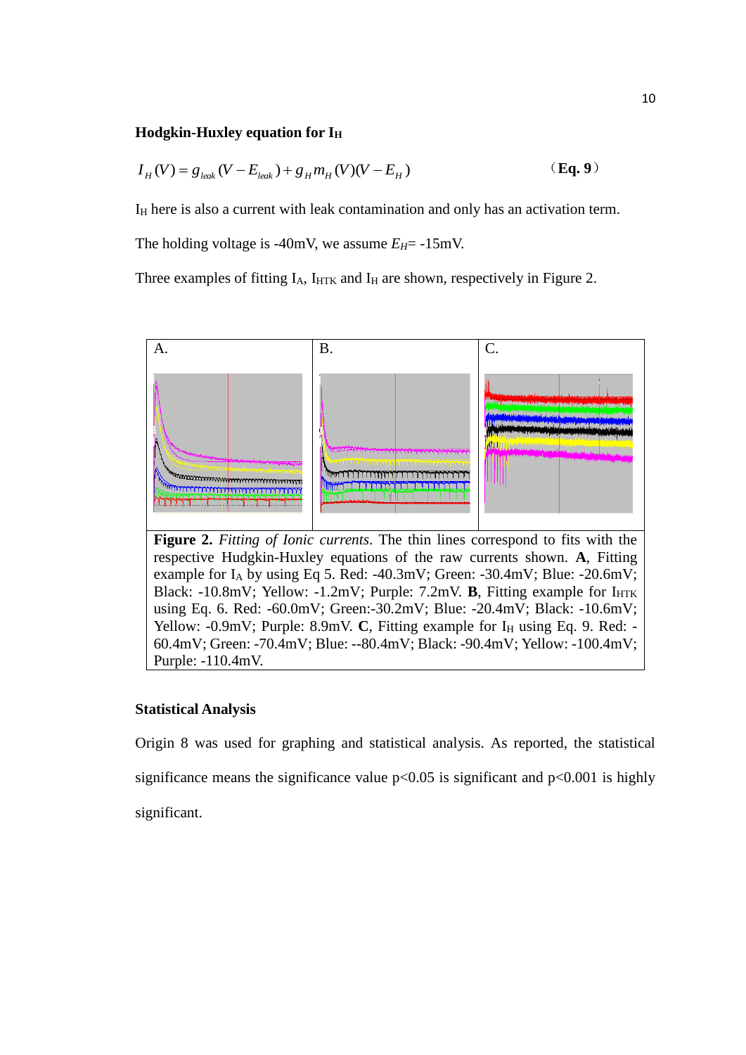**Hodgkin-Huxley equation for $I_H$**

$$I_H(V) = g_{leak}(V - E_{leak}) + g_H m_H(V)(V - E_H) \qquad \text{(Eq. 9)}$$

$I_H$ here is also a current with leak contamination and only has an activation term.

The holding voltage is -40mV, we assume $E_H$= -15mV.

Three examples of fitting $I_A$, $I_{HTK}$ and $I_H$ are shown, respectively in Figure 2.

A. B. C.

**Figure 2.** *Fitting of Ionic currents*. The thin lines correspond to fits with the respective Hudgkin-Huxley equations of the raw currents shown. **A**, Fitting example for $I_A$ by using Eq 5. Red: -40.3mV; Green: -30.4mV; Blue: -20.6mV; Black: -10.8mV; Yellow: -1.2mV; Purple: 7.2mV. **B**, Fitting example for $I_{HTK}$ using Eq. 6. Red: -60.0mV; Green:-30.2mV; Blue: -20.4mV; Black: -10.6mV; Yellow: -0.9mV; Purple: 8.9mV. **C**, Fitting example for $I_H$ using Eq. 9. Red: -60.4mV; Green: -70.4mV; Blue: --80.4mV; Black: -90.4mV; Yellow: -100.4mV; Purple: -110.4mV.

**Statistical Analysis**

Origin 8 was used for graphing and statistical analysis. As reported, the statistical significance means the significance value $p<0.05$ is significant and $p<0.001$ is highly significant.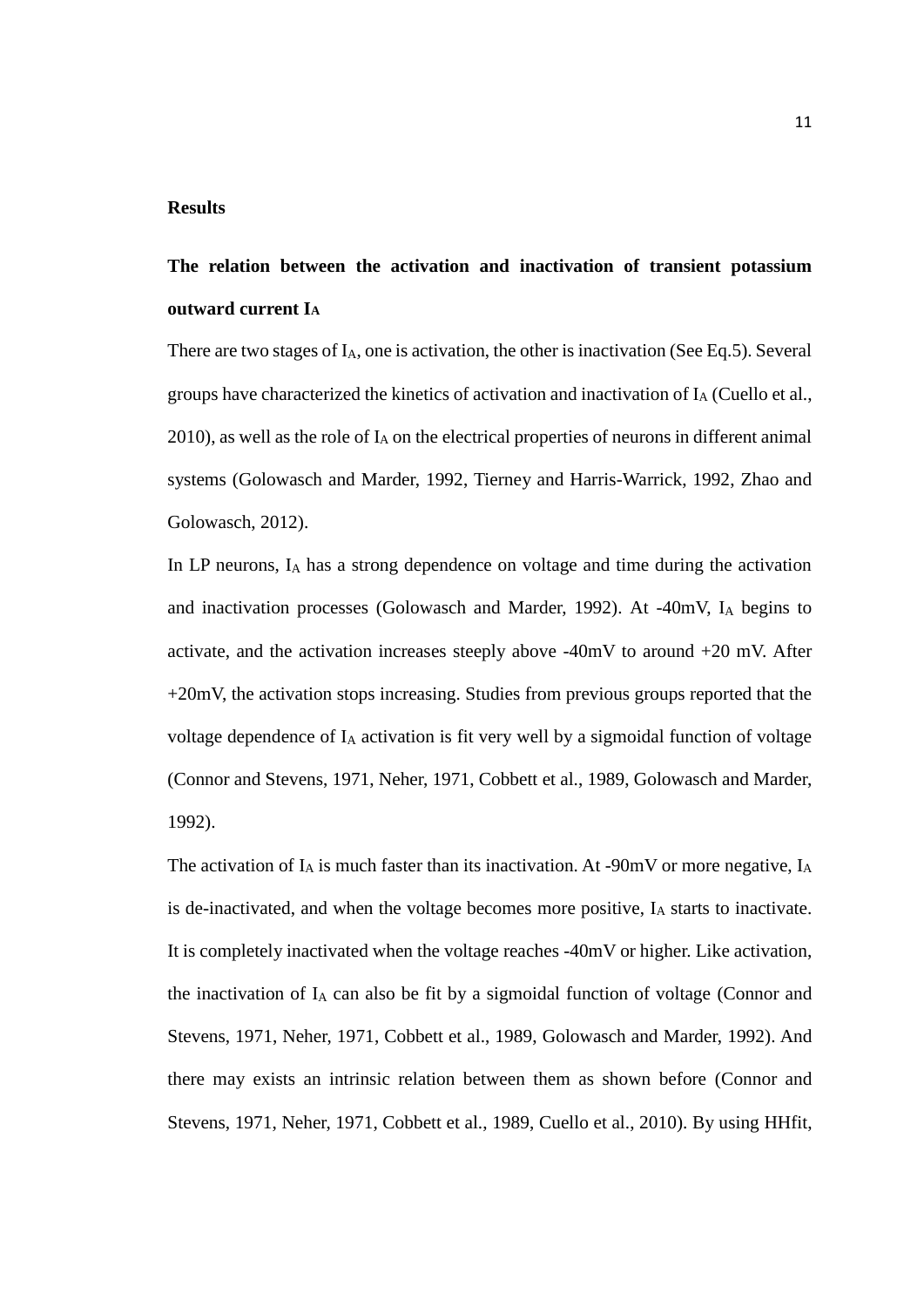## Results

### The relation between the activation and inactivation of transient potassium outward current $I_A$

There are two stages of $I_A$, one is activation, the other is inactivation (See Eq.5). Several groups have characterized the kinetics of activation and inactivation of $I_A$ (Cuello et al., 2010), as well as the role of $I_A$ on the electrical properties of neurons in different animal systems (Golowasch and Marder, 1992, Tierney and Harris-Warrick, 1992, Zhao and Golowasch, 2012).

In LP neurons, $I_A$ has a strong dependence on voltage and time during the activation and inactivation processes (Golowasch and Marder, 1992). At -40mV, $I_A$ begins to activate, and the activation increases steeply above -40mV to around +20 mV. After +20mV, the activation stops increasing. Studies from previous groups reported that the voltage dependence of $I_A$ activation is fit very well by a sigmoidal function of voltage (Connor and Stevens, 1971, Neher, 1971, Cobbett et al., 1989, Golowasch and Marder, 1992).

The activation of $I_A$ is much faster than its inactivation. At -90mV or more negative, $I_A$ is de-inactivated, and when the voltage becomes more positive, $I_A$ starts to inactivate. It is completely inactivated when the voltage reaches -40mV or higher. Like activation, the inactivation of $I_A$ can also be fit by a sigmoidal function of voltage (Connor and Stevens, 1971, Neher, 1971, Cobbett et al., 1989, Golowasch and Marder, 1992). And there may exists an intrinsic relation between them as shown before (Connor and Stevens, 1971, Neher, 1971, Cobbett et al., 1989, Cuello et al., 2010). By using HHfit,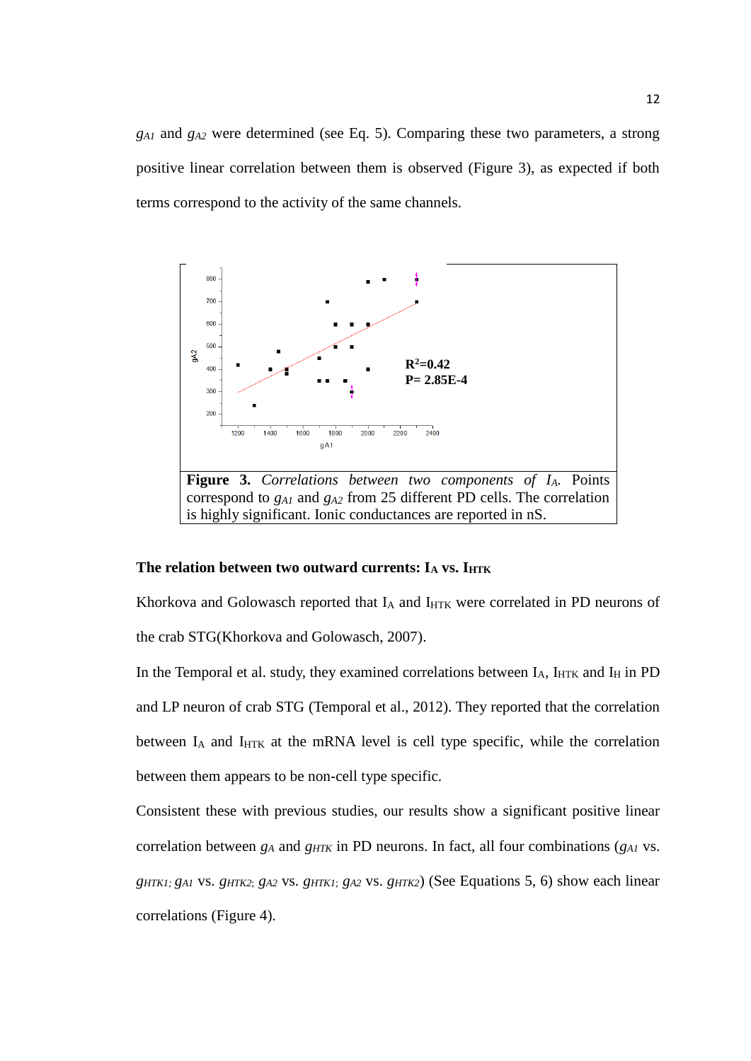$g_{A1}$ and $g_{A2}$ were determined (see Eq. 5). Comparing these two parameters, a strong positive linear correlation between them is observed (Figure 3), as expected if both terms correspond to the activity of the same channels.

$R^2$=0.42
P= 2.85E-4

**Figure 3.** *Correlations between two components of $I_A$.* Points correspond to $g_{A1}$ and $g_{A2}$ from 25 different PD cells. The correlation is highly significant. Ionic conductances are reported in nS.

**The relation between two outward currents: $I_A$ vs. $I_{HTK}$**

Khorkova and Golowasch reported that $I_A$ and $I_{HTK}$ were correlated in PD neurons of the crab STG(Khorkova and Golowasch, 2007).

In the Temporal et al. study, they examined correlations between $I_A$, $I_{HTK}$ and $I_H$ in PD and LP neuron of crab STG (Temporal et al., 2012). They reported that the correlation between $I_A$ and $I_{HTK}$ at the mRNA level is cell type specific, while the correlation between them appears to be non-cell type specific.

Consistent these with previous studies, our results show a significant positive linear correlation between $g_A$ and $g_{HTK}$ in PD neurons. In fact, all four combinations ($g_{A1}$ vs. $g_{HTK1}$; $g_{A1}$ vs. $g_{HTK2}$; $g_{A2}$ vs. $g_{HTK1}$; $g_{A2}$ vs. $g_{HTK2}$) (See Equations 5, 6) show each linear correlations (Figure 4).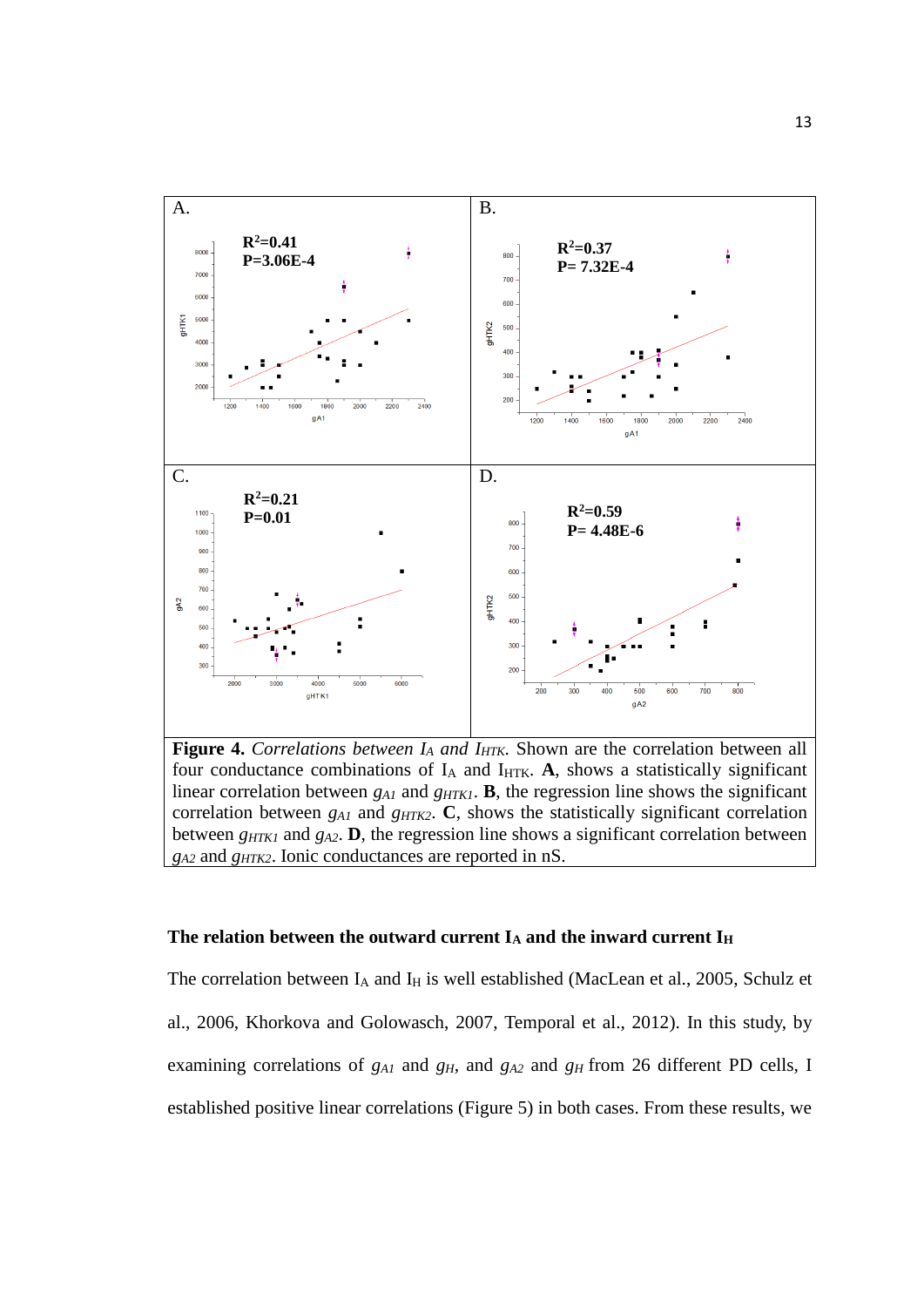**Figure 4.** *Correlations between $I_A$ and $I_{HTK}$.* Shown are the correlation between all four conductance combinations of $I_A$ and $I_{HTK}$. **A**, shows a statistically significant linear correlation between $g_{A1}$ and $g_{HTK1}$. **B**, the regression line shows the significant correlation between $g_{A1}$ and $g_{HTK2}$. **C**, shows the statistically significant correlation between $g_{HTK1}$ and $g_{A2}$. **D**, the regression line shows a significant correlation between $g_{A2}$ and $g_{HTK2}$. Ionic conductances are reported in nS.

### The relation between the outward current $I_A$ and the inward current $I_H$

The correlation between $I_A$ and $I_H$ is well established (MacLean et al., 2005, Schulz et al., 2006, Khorkova and Golowasch, 2007, Temporal et al., 2012). In this study, by examining correlations of $g_{A1}$ and $g_H$, and $g_{A2}$ and $g_H$ from 26 different PD cells, I established positive linear correlations (Figure 5) in both cases. From these results, we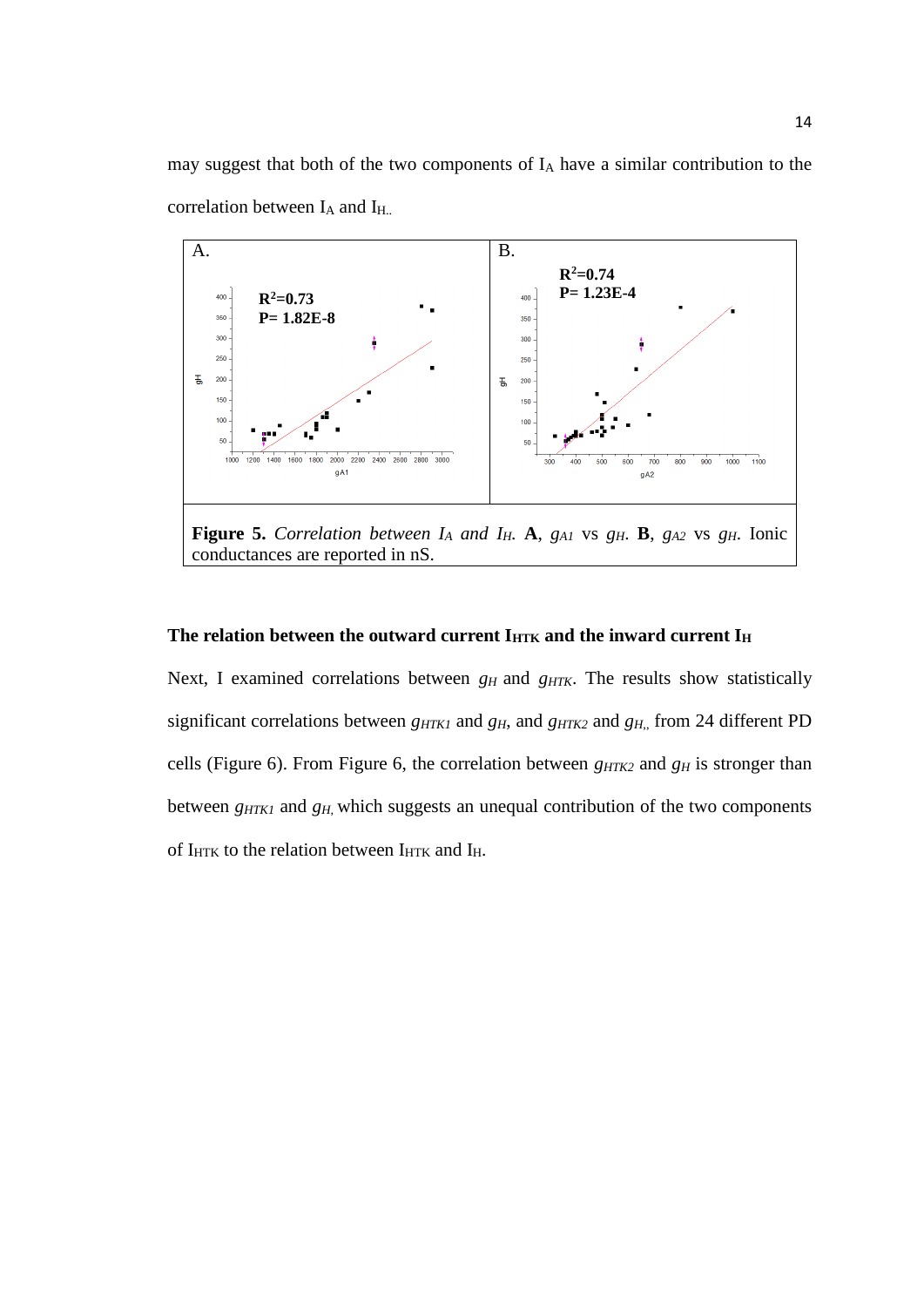may suggest that both of the two components of $I_A$ have a similar contribution to the correlation between $I_A$ and $I_H$.

**Figure 5.** *Correlation between $I_A$ and $I_H$.* **A**, $g_{A1}$ vs $g_H$. **B**, $g_{A2}$ vs $g_H$. Ionic conductances are reported in nS.

### The relation between the outward current $I_{HTK}$ and the inward current $I_H$

Next, I examined correlations between $g_H$ and $g_{HTK}$. The results show statistically significant correlations between $g_{HTK1}$ and $g_H$, and $g_{HTK2}$ and $g_H$, from 24 different PD cells (Figure 6). From Figure 6, the correlation between $g_{HTK2}$ and $g_H$ is stronger than between $g_{HTK1}$ and $g_H$, which suggests an unequal contribution of the two components of $I_{HTK}$ to the relation between $I_{HTK}$ and $I_H$.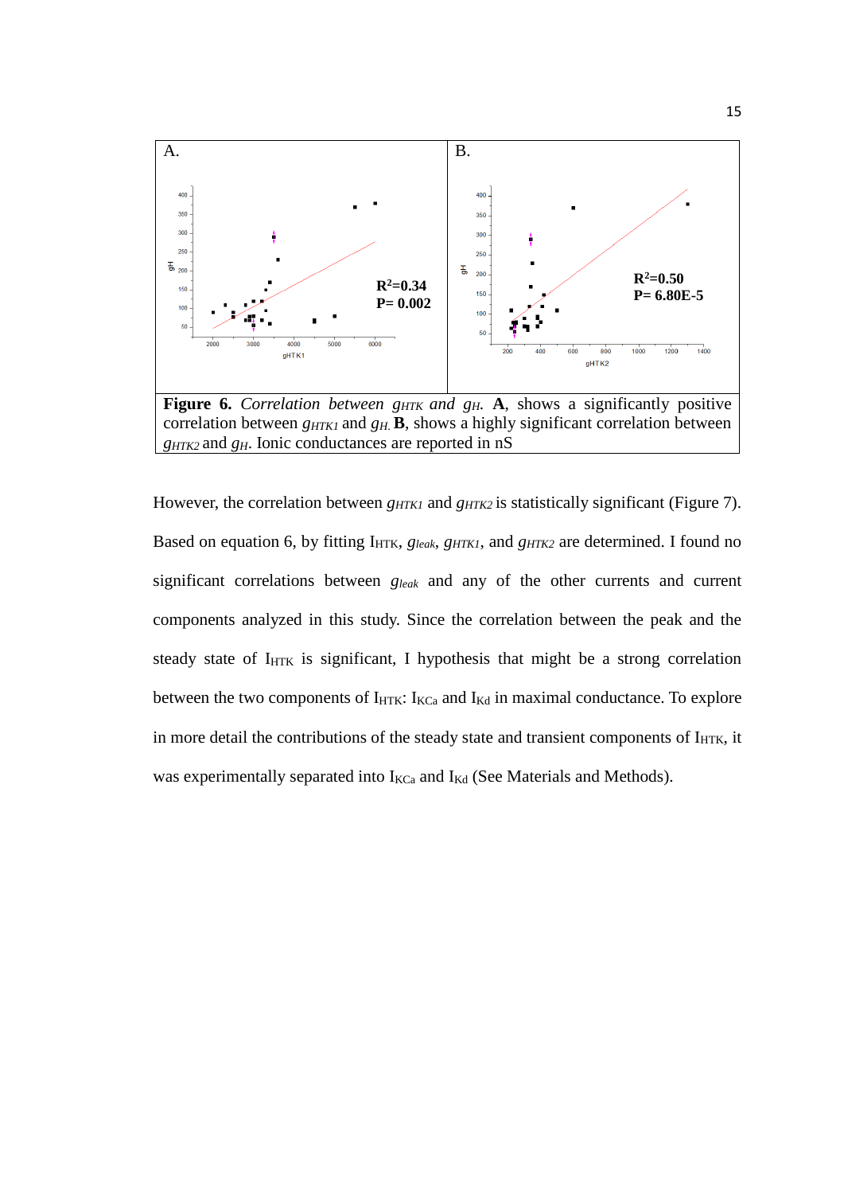**Figure 6.** *Correlation between $g_{HTK}$ and $g_H$.* **A**, shows a significantly positive correlation between $g_{HTK1}$ and $g_H$. **B**, shows a highly significant correlation between $g_{HTK2}$ and $g_H$. Ionic conductances are reported in nS

However, the correlation between $g_{HTK1}$ and $g_{HTK2}$ is statistically significant (Figure 7). Based on equation 6, by fitting $I_{HTK}$, $g_{leak}$, $g_{HTK1}$, and $g_{HTK2}$ are determined. I found no significant correlations between $g_{leak}$ and any of the other currents and current components analyzed in this study. Since the correlation between the peak and the steady state of $I_{HTK}$ is significant, I hypothesis that might be a strong correlation between the two components of $I_{HTK}$: $I_{KCa}$ and $I_{Kd}$ in maximal conductance. To explore in more detail the contributions of the steady state and transient components of $I_{HTK}$, it was experimentally separated into $I_{KCa}$ and $I_{Kd}$ (See Materials and Methods).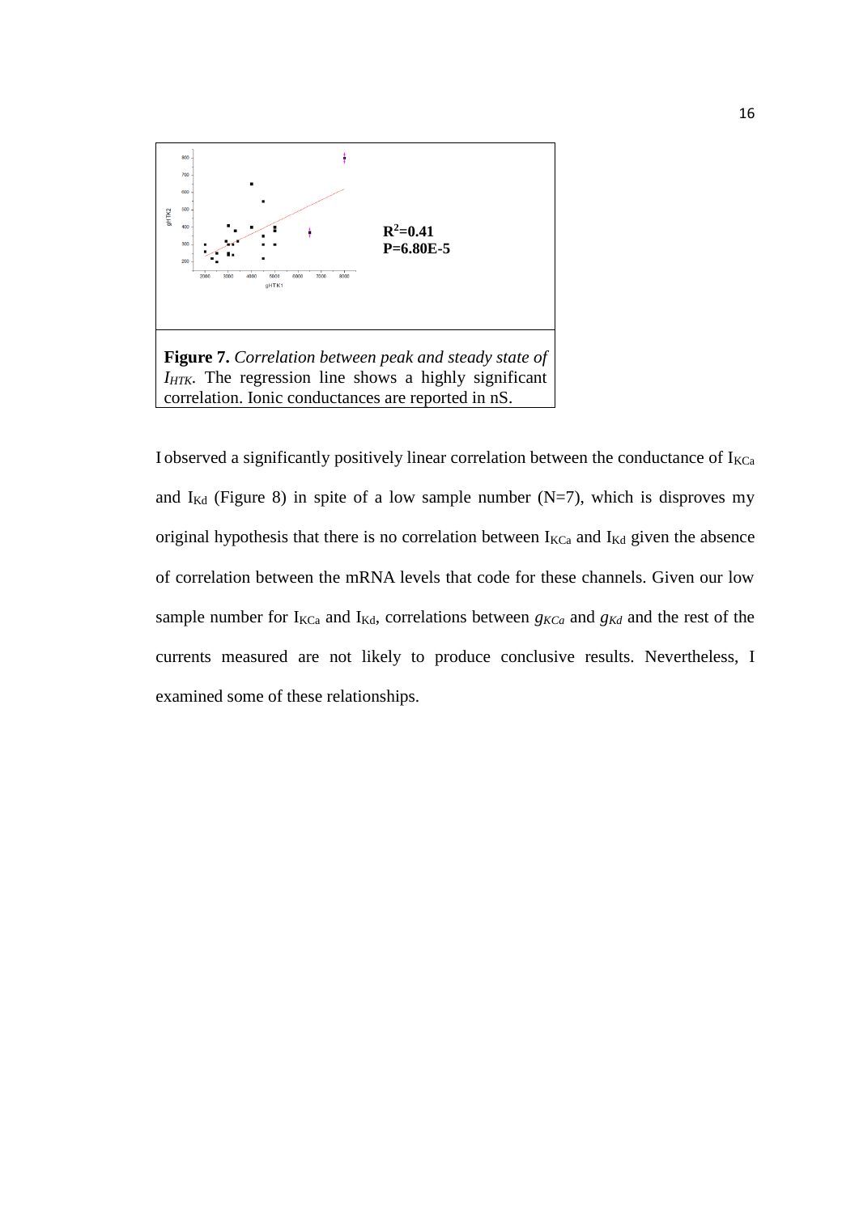**Figure 7.** *Correlation between peak and steady state of $I_{HTK}$.* The regression line shows a highly significant correlation. Ionic conductances are reported in nS.

I observed a significantly positively linear correlation between the conductance of $I_{KCa}$ and $I_{Kd}$ (Figure 8) in spite of a low sample number (N=7), which is disproves my original hypothesis that there is no correlation between $I_{KCa}$ and $I_{Kd}$ given the absence of correlation between the mRNA levels that code for these channels. Given our low sample number for $I_{KCa}$ and $I_{Kd}$, correlations between $g_{KCa}$ and $g_{Kd}$ and the rest of the currents measured are not likely to produce conclusive results. Nevertheless, I examined some of these relationships.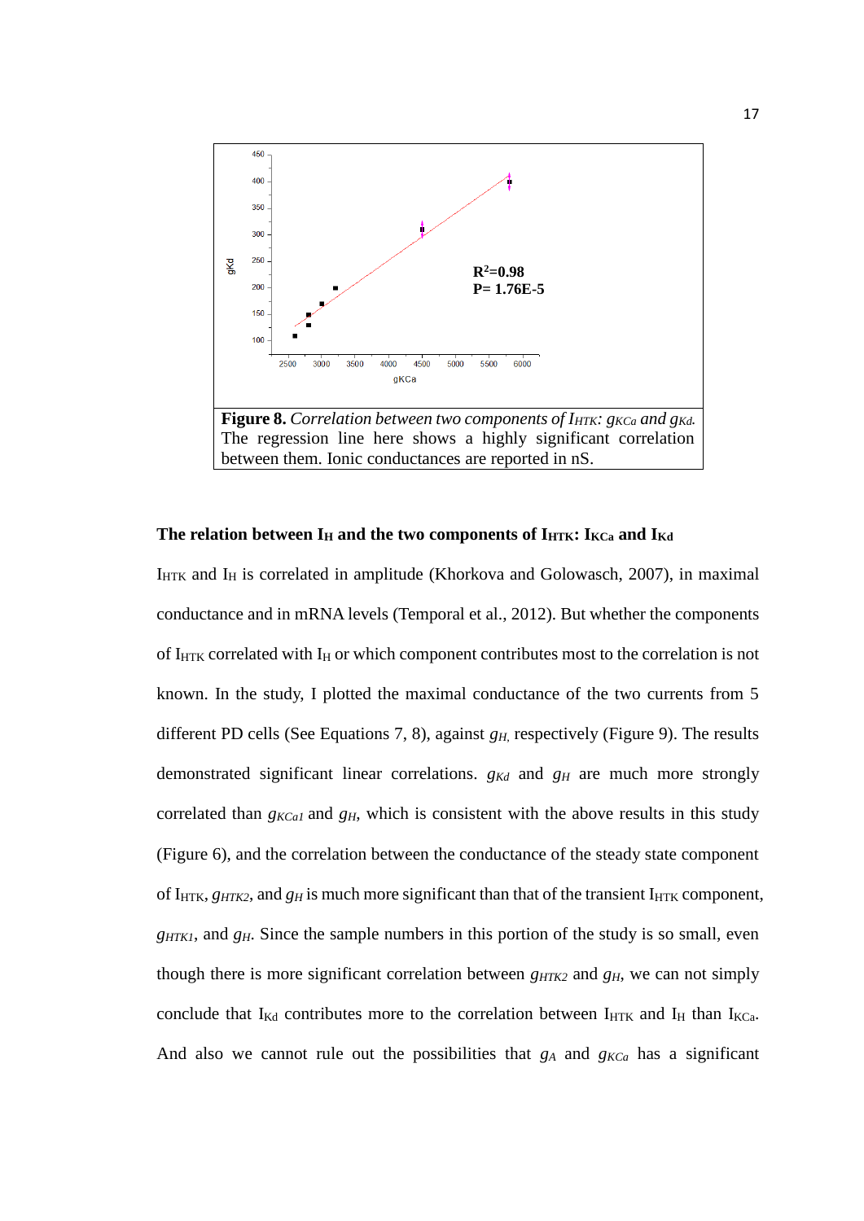**Figure 8.** *Correlation between two components of $I_{HTK}$: $g_{KCa}$ and $g_{Kd}$.* The regression line here shows a highly significant correlation between them. Ionic conductances are reported in nS.

### The relation between $I_H$ and the two components of $I_{HTK}$: $I_{KCa}$ and $I_{Kd}$

$I_{HTK}$ and $I_H$ is correlated in amplitude (Khorkova and Golowasch, 2007), in maximal conductance and in mRNA levels (Temporal et al., 2012). But whether the components of $I_{HTK}$ correlated with $I_H$ or which component contributes most to the correlation is not known. In the study, I plotted the maximal conductance of the two currents from 5 different PD cells (See Equations 7, 8), against $g_{H,}$ respectively (Figure 9). The results demonstrated significant linear correlations. $g_{Kd}$ and $g_H$ are much more strongly correlated than $g_{KCa1}$ and $g_H$, which is consistent with the above results in this study (Figure 6), and the correlation between the conductance of the steady state component of $I_{HTK}$, $g_{HTK2}$, and $g_H$ is much more significant than that of the transient $I_{HTK}$ component, $g_{HTK1}$, and $g_H$. Since the sample numbers in this portion of the study is so small, even though there is more significant correlation between $g_{HTK2}$ and $g_H$, we can not simply conclude that $I_{Kd}$ contributes more to the correlation between $I_{HTK}$ and $I_H$ than $I_{KCa}$. And also we cannot rule out the possibilities that $g_A$ and $g_{KCa}$ has a significant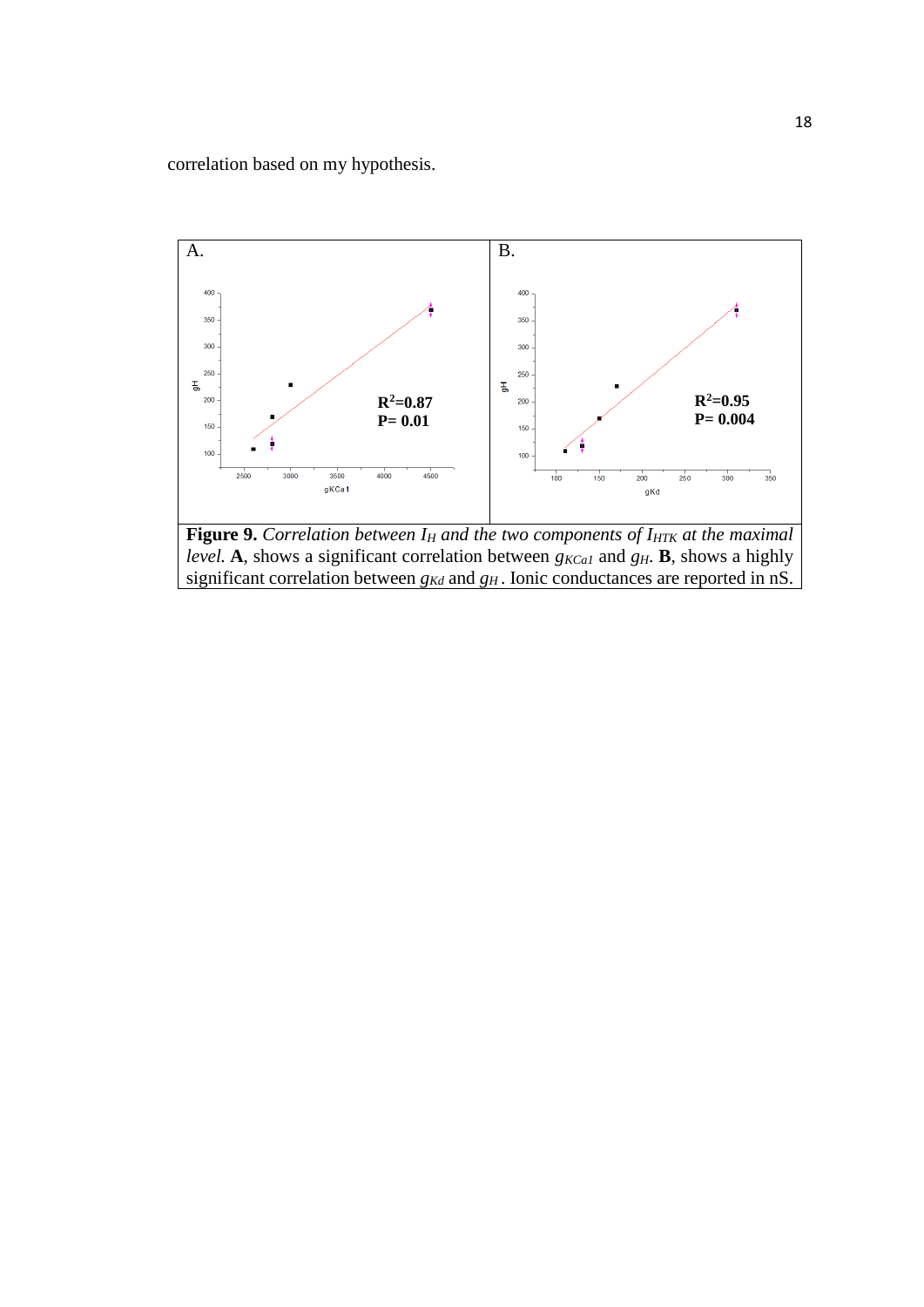correlation based on my hypothesis.

**Figure 9.** *Correlation between $I_H$ and the two components of $I_{HTK}$ at the maximal level.* **A**, shows a significant correlation between $g_{KCa1}$ and $g_H$. **B**, shows a highly significant correlation between $g_{Kd}$ and $g_H$. Ionic conductances are reported in nS.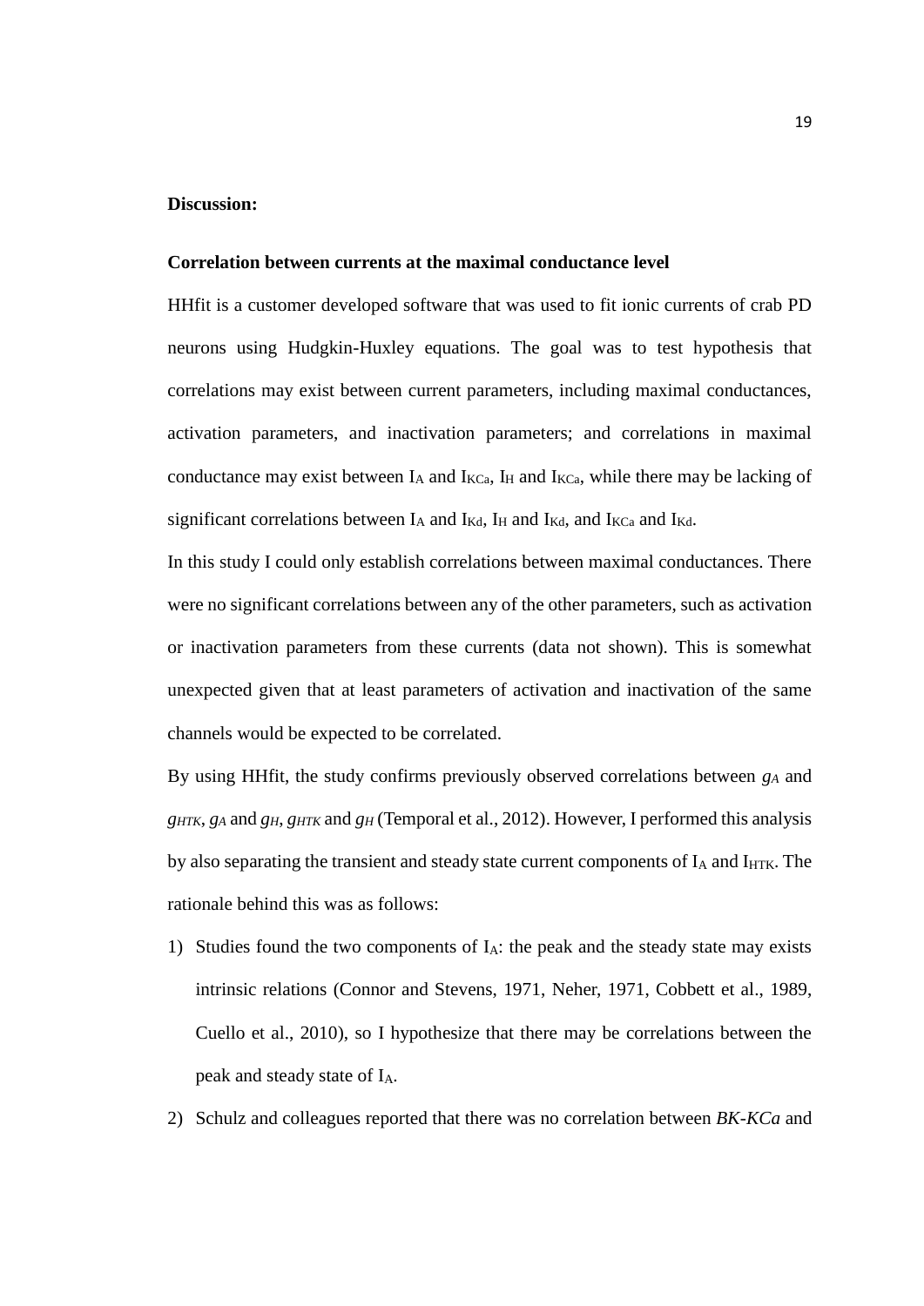**Discussion:**

**Correlation between currents at the maximal conductance level**

HHfit is a customer developed software that was used to fit ionic currents of crab PD neurons using Hudgkin-Huxley equations. The goal was to test hypothesis that correlations may exist between current parameters, including maximal conductances, activation parameters, and inactivation parameters; and correlations in maximal conductance may exist between $I_A$ and $I_{KCa}$, $I_H$ and $I_{KCa}$, while there may be lacking of significant correlations between $I_A$ and $I_{Kd}$, $I_H$ and $I_{Kd}$, and $I_{KCa}$ and $I_{Kd}$.

In this study I could only establish correlations between maximal conductances. There were no significant correlations between any of the other parameters, such as activation or inactivation parameters from these currents (data not shown). This is somewhat unexpected given that at least parameters of activation and inactivation of the same channels would be expected to be correlated.

By using HHfit, the study confirms previously observed correlations between $g_A$ and $g_{HTK}$, $g_A$ and $g_H$, $g_{HTK}$ and $g_H$ (Temporal et al., 2012). However, I performed this analysis by also separating the transient and steady state current components of $I_A$ and $I_{HTK}$. The rationale behind this was as follows:

1) Studies found the two components of $I_A$: the peak and the steady state may exists intrinsic relations (Connor and Stevens, 1971, Neher, 1971, Cobbett et al., 1989, Cuello et al., 2010), so I hypothesize that there may be correlations between the peak and steady state of $I_A$.
2) Schulz and colleagues reported that there was no correlation between *BK-KCa* and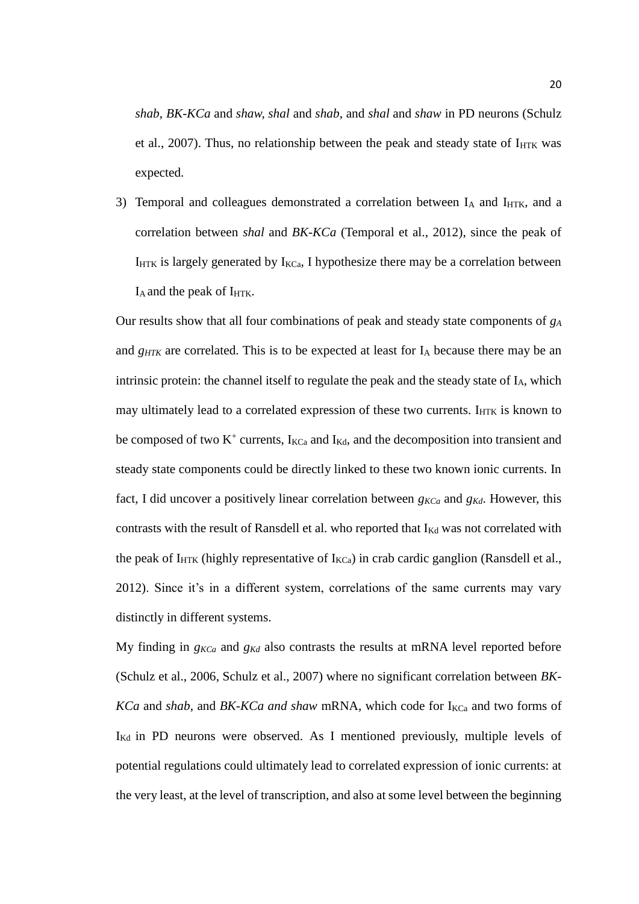*shab*, *BK-KCa* and *shaw*, *shal* and *shab*, and *shal* and *shaw* in PD neurons (Schulz et al., 2007). Thus, no relationship between the peak and steady state of $I_{HTK}$ was expected.

3) Temporal and colleagues demonstrated a correlation between $I_A$ and $I_{HTK}$, and a correlation between *shal* and *BK-KCa* (Temporal et al., 2012), since the peak of $I_{HTK}$ is largely generated by $I_{KCa}$, I hypothesize there may be a correlation between $I_A$ and the peak of $I_{HTK}$.

Our results show that all four combinations of peak and steady state components of $g_A$ and $g_{HTK}$ are correlated. This is to be expected at least for $I_A$ because there may be an intrinsic protein: the channel itself to regulate the peak and the steady state of $I_A$, which may ultimately lead to a correlated expression of these two currents. $I_{HTK}$ is known to be composed of two $K^+$ currents, $I_{KCa}$ and $I_{Kd}$, and the decomposition into transient and steady state components could be directly linked to these two known ionic currents. In fact, I did uncover a positively linear correlation between $g_{KCa}$ and $g_{Kd}$. However, this contrasts with the result of Ransdell et al. who reported that $I_{Kd}$ was not correlated with the peak of $I_{HTK}$ (highly representative of $I_{KCa}$) in crab cardic ganglion (Ransdell et al., 2012). Since it's in a different system, correlations of the same currents may vary distinctly in different systems.

My finding in $g_{KCa}$ and $g_{Kd}$ also contrasts the results at mRNA level reported before (Schulz et al., 2006, Schulz et al., 2007) where no significant correlation between *BK-KCa* and *shab*, and *BK-KCa and shaw* mRNA, which code for $I_{KCa}$ and two forms of $I_{Kd}$ in PD neurons were observed. As I mentioned previously, multiple levels of potential regulations could ultimately lead to correlated expression of ionic currents: at the very least, at the level of transcription, and also at some level between the beginning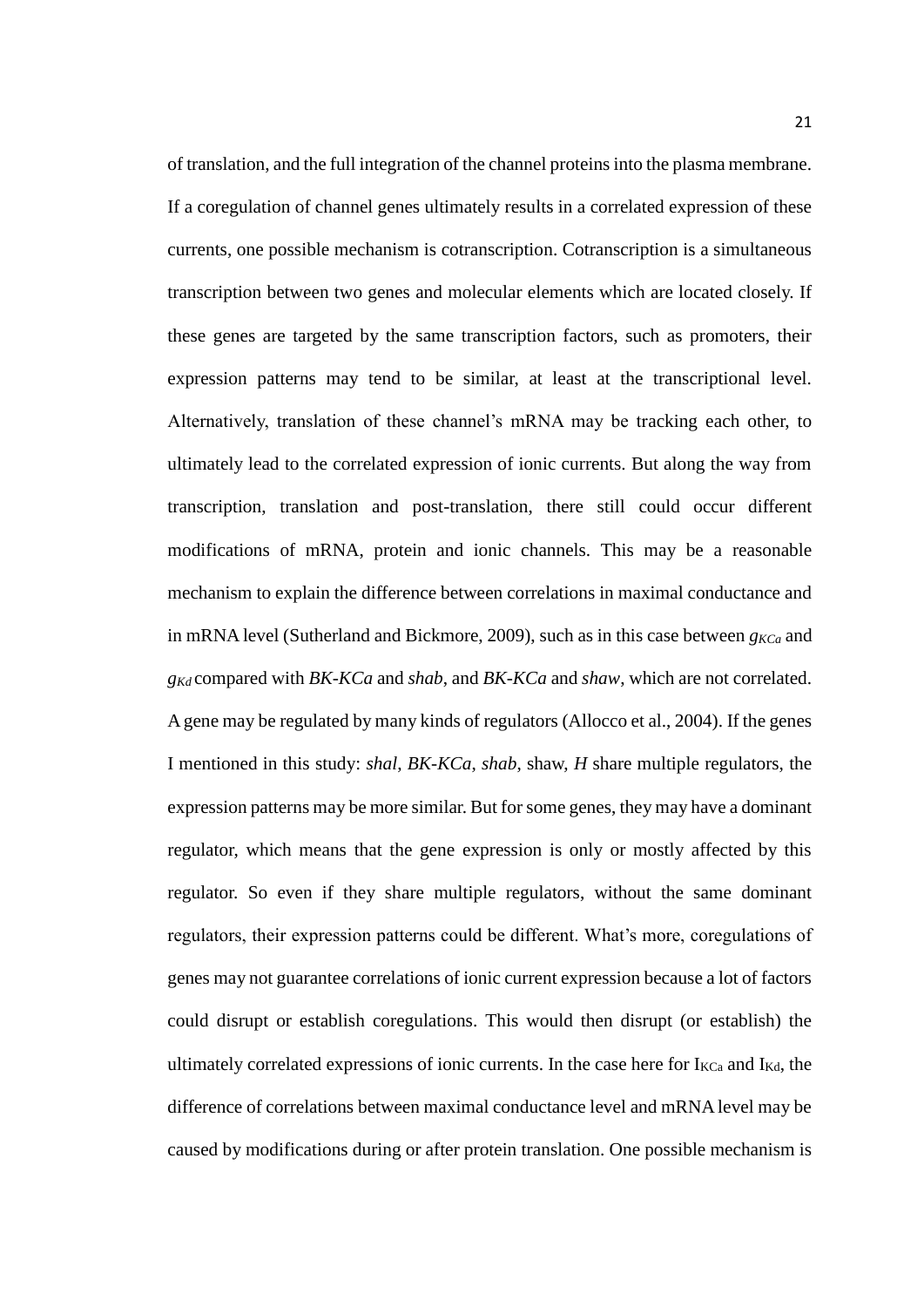of translation, and the full integration of the channel proteins into the plasma membrane. If a coregulation of channel genes ultimately results in a correlated expression of these currents, one possible mechanism is cotranscription. Cotranscription is a simultaneous transcription between two genes and molecular elements which are located closely. If these genes are targeted by the same transcription factors, such as promoters, their expression patterns may tend to be similar, at least at the transcriptional level. Alternatively, translation of these channel's mRNA may be tracking each other, to ultimately lead to the correlated expression of ionic currents. But along the way from transcription, translation and post-translation, there still could occur different modifications of mRNA, protein and ionic channels. This may be a reasonable mechanism to explain the difference between correlations in maximal conductance and in mRNA level (Sutherland and Bickmore, 2009), such as in this case between $g_{KCa}$ and $g_{Kd}$ compared with *BK-KCa* and *shab*, and *BK-KCa* and *shaw*, which are not correlated. A gene may be regulated by many kinds of regulators (Allocco et al., 2004). If the genes I mentioned in this study: *shal*, *BK-KCa*, *shab*, shaw, *H* share multiple regulators, the expression patterns may be more similar. But for some genes, they may have a dominant regulator, which means that the gene expression is only or mostly affected by this regulator. So even if they share multiple regulators, without the same dominant regulators, their expression patterns could be different. What's more, coregulations of genes may not guarantee correlations of ionic current expression because a lot of factors could disrupt or establish coregulations. This would then disrupt (or establish) the ultimately correlated expressions of ionic currents. In the case here for $I_{KCa}$ and $I_{Kd}$, the difference of correlations between maximal conductance level and mRNA level may be caused by modifications during or after protein translation. One possible mechanism is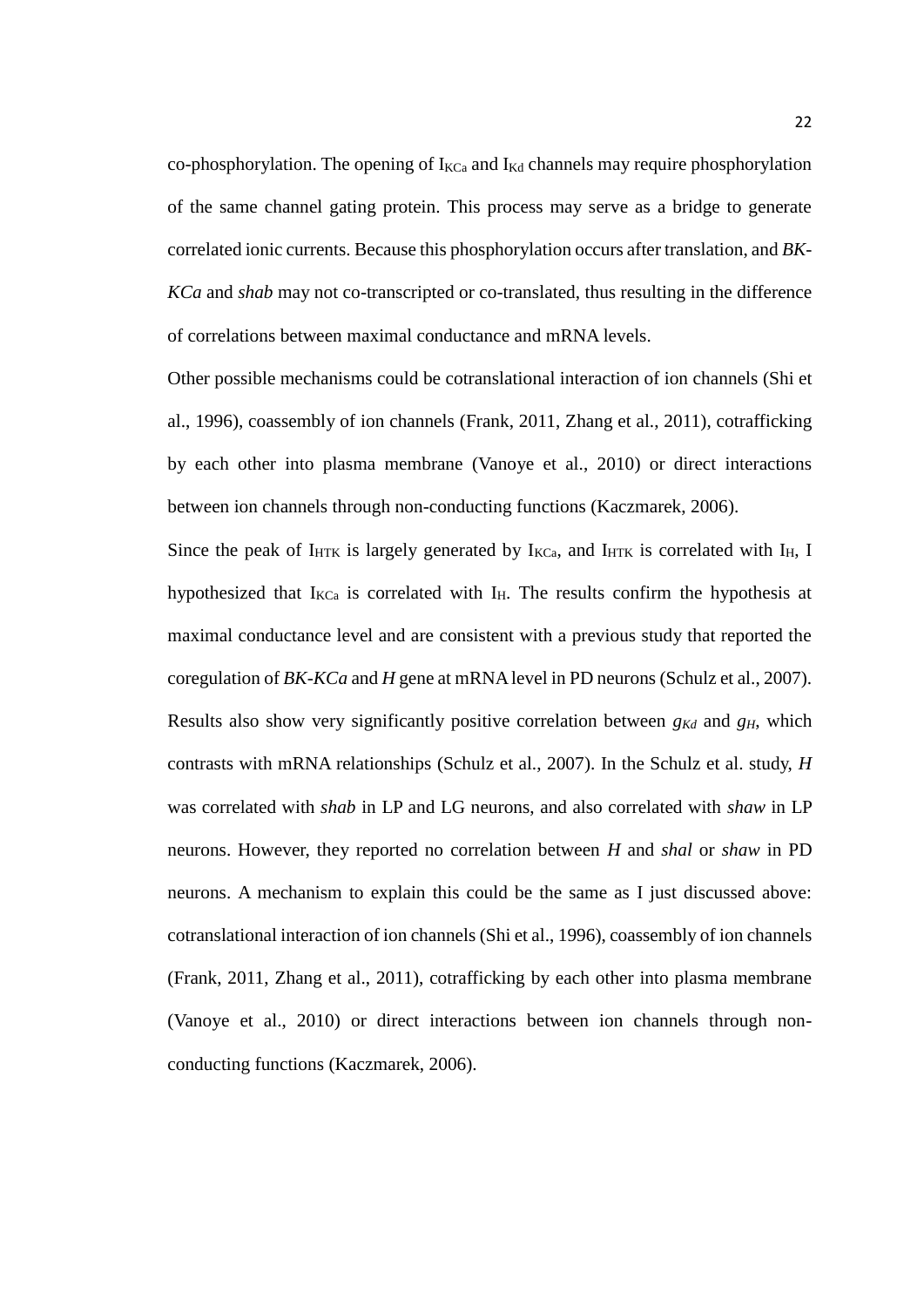co-phosphorylation. The opening of $I_{KCa}$ and $I_{Kd}$ channels may require phosphorylation of the same channel gating protein. This process may serve as a bridge to generate correlated ionic currents. Because this phosphorylation occurs after translation, and *BK-KCa* and *shab* may not co-transcripted or co-translated, thus resulting in the difference of correlations between maximal conductance and mRNA levels.

Other possible mechanisms could be cotranslational interaction of ion channels (Shi et al., 1996), coassembly of ion channels (Frank, 2011, Zhang et al., 2011), cotrafficking by each other into plasma membrane (Vanoye et al., 2010) or direct interactions between ion channels through non-conducting functions (Kaczmarek, 2006).

Since the peak of $I_{HTK}$ is largely generated by $I_{KCa}$, and $I_{HTK}$ is correlated with $I_H$, I hypothesized that $I_{KCa}$ is correlated with $I_H$. The results confirm the hypothesis at maximal conductance level and are consistent with a previous study that reported the coregulation of *BK-KCa* and *H* gene at mRNA level in PD neurons (Schulz et al., 2007). Results also show very significantly positive correlation between $g_{Kd}$ and $g_H$, which contrasts with mRNA relationships (Schulz et al., 2007). In the Schulz et al. study, *H* was correlated with *shab* in LP and LG neurons, and also correlated with *shaw* in LP neurons. However, they reported no correlation between *H* and *shal* or *shaw* in PD neurons. A mechanism to explain this could be the same as I just discussed above: cotranslational interaction of ion channels (Shi et al., 1996), coassembly of ion channels (Frank, 2011, Zhang et al., 2011), cotrafficking by each other into plasma membrane (Vanoye et al., 2010) or direct interactions between ion channels through non-conducting functions (Kaczmarek, 2006).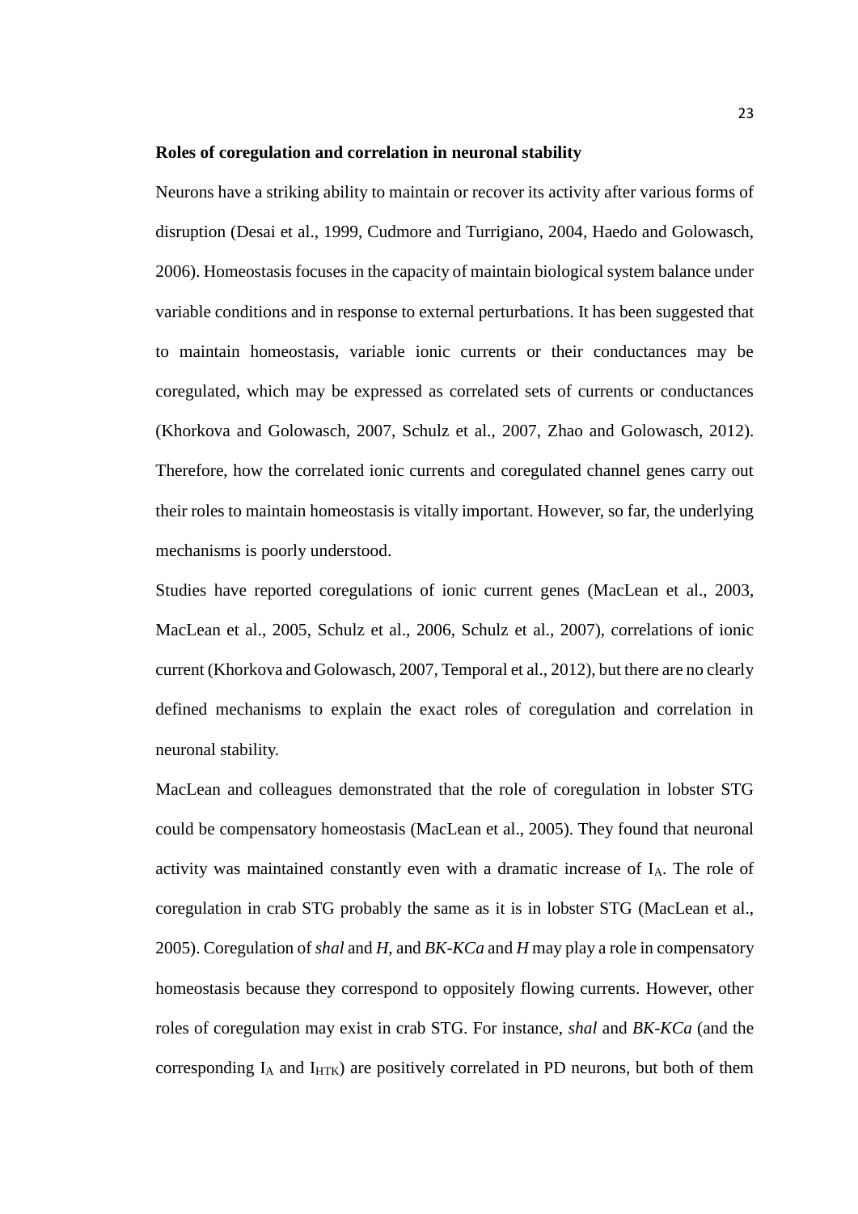**Roles of coregulation and correlation in neuronal stability**

Neurons have a striking ability to maintain or recover its activity after various forms of disruption (Desai et al., 1999, Cudmore and Turrigiano, 2004, Haedo and Golowasch, 2006). Homeostasis focuses in the capacity of maintain biological system balance under variable conditions and in response to external perturbations. It has been suggested that to maintain homeostasis, variable ionic currents or their conductances may be coregulated, which may be expressed as correlated sets of currents or conductances (Khorkova and Golowasch, 2007, Schulz et al., 2007, Zhao and Golowasch, 2012). Therefore, how the correlated ionic currents and coregulated channel genes carry out their roles to maintain homeostasis is vitally important. However, so far, the underlying mechanisms is poorly understood.

Studies have reported coregulations of ionic current genes (MacLean et al., 2003, MacLean et al., 2005, Schulz et al., 2006, Schulz et al., 2007), correlations of ionic current (Khorkova and Golowasch, 2007, Temporal et al., 2012), but there are no clearly defined mechanisms to explain the exact roles of coregulation and correlation in neuronal stability.

MacLean and colleagues demonstrated that the role of coregulation in lobster STG could be compensatory homeostasis (MacLean et al., 2005). They found that neuronal activity was maintained constantly even with a dramatic increase of $I_A$. The role of coregulation in crab STG probably the same as it is in lobster STG (MacLean et al., 2005). Coregulation of *shal* and *H*, and *BK-KCa* and *H* may play a role in compensatory homeostasis because they correspond to oppositely flowing currents. However, other roles of coregulation may exist in crab STG. For instance, *shal* and *BK-KCa* (and the corresponding $I_A$ and $I_{HTK}$) are positively correlated in PD neurons, but both of them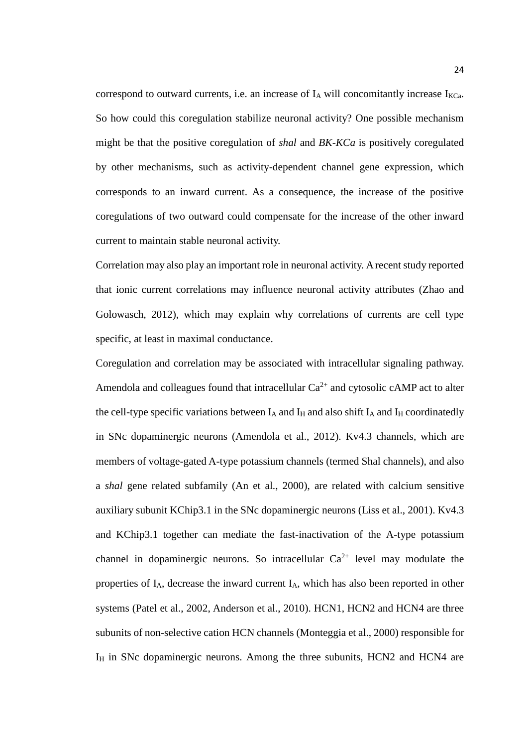correspond to outward currents, i.e. an increase of $I_A$ will concomitantly increase $I_{KCa}$. So how could this coregulation stabilize neuronal activity? One possible mechanism might be that the positive coregulation of *shal* and *BK-KCa* is positively coregulated by other mechanisms, such as activity-dependent channel gene expression, which corresponds to an inward current. As a consequence, the increase of the positive coregulations of two outward could compensate for the increase of the other inward current to maintain stable neuronal activity.

Correlation may also play an important role in neuronal activity. A recent study reported that ionic current correlations may influence neuronal activity attributes (Zhao and Golowasch, 2012), which may explain why correlations of currents are cell type specific, at least in maximal conductance.

Coregulation and correlation may be associated with intracellular signaling pathway. Amendola and colleagues found that intracellular $Ca^{2+}$ and cytosolic cAMP act to alter the cell-type specific variations between $I_A$ and $I_H$ and also shift $I_A$ and $I_H$ coordinatedly in SNc dopaminergic neurons (Amendola et al., 2012). Kv4.3 channels, which are members of voltage-gated A-type potassium channels (termed Shal channels), and also a *shal* gene related subfamily (An et al., 2000), are related with calcium sensitive auxiliary subunit KChip3.1 in the SNc dopaminergic neurons (Liss et al., 2001). Kv4.3 and KChip3.1 together can mediate the fast-inactivation of the A-type potassium channel in dopaminergic neurons. So intracellular $Ca^{2+}$ level may modulate the properties of $I_A$, decrease the inward current $I_A$, which has also been reported in other systems (Patel et al., 2002, Anderson et al., 2010). HCN1, HCN2 and HCN4 are three subunits of non-selective cation HCN channels (Monteggia et al., 2000) responsible for $I_H$ in SNc dopaminergic neurons. Among the three subunits, HCN2 and HCN4 are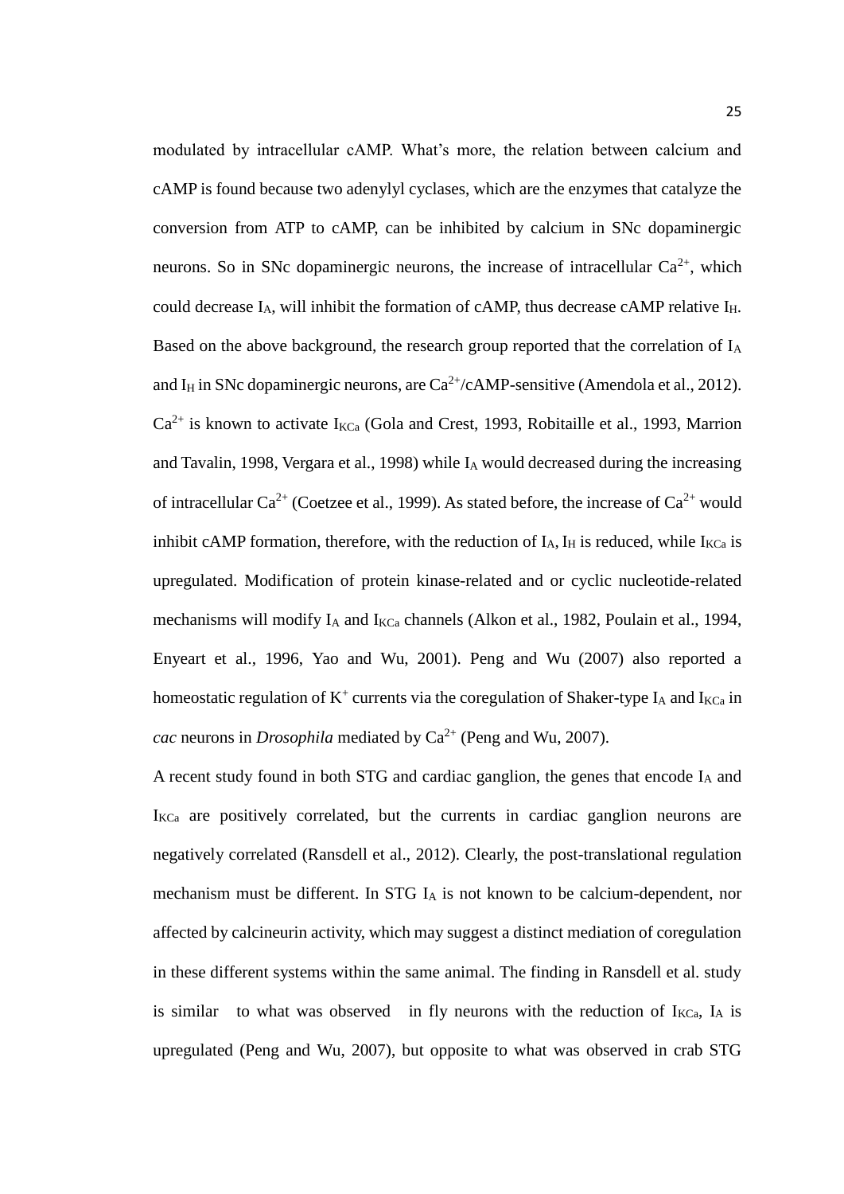modulated by intracellular cAMP. What's more, the relation between calcium and cAMP is found because two adenylyl cyclases, which are the enzymes that catalyze the conversion from ATP to cAMP, can be inhibited by calcium in SNc dopaminergic neurons. So in SNc dopaminergic neurons, the increase of intracellular $Ca^{2+}$, which could decrease $I_A$, will inhibit the formation of cAMP, thus decrease cAMP relative $I_H$. Based on the above background, the research group reported that the correlation of $I_A$ and $I_H$ in SNc dopaminergic neurons, are $Ca^{2+}$/cAMP-sensitive (Amendola et al., 2012). $Ca^{2+}$ is known to activate $I_{KCa}$ (Gola and Crest, 1993, Robitaille et al., 1993, Marrion and Tavalin, 1998, Vergara et al., 1998) while $I_A$ would decreased during the increasing of intracellular $Ca^{2+}$ (Coetzee et al., 1999). As stated before, the increase of $Ca^{2+}$ would inhibit cAMP formation, therefore, with the reduction of $I_A$, $I_H$ is reduced, while $I_{KCa}$ is upregulated. Modification of protein kinase-related and or cyclic nucleotide-related mechanisms will modify $I_A$ and $I_{KCa}$ channels (Alkon et al., 1982, Poulain et al., 1994, Enyeart et al., 1996, Yao and Wu, 2001). Peng and Wu (2007) also reported a homeostatic regulation of $K^+$ currents via the coregulation of Shaker-type $I_A$ and $I_{KCa}$ in *cac* neurons in *Drosophila* mediated by $Ca^{2+}$ (Peng and Wu, 2007).

A recent study found in both STG and cardiac ganglion, the genes that encode $I_A$ and $I_{KCa}$ are positively correlated, but the currents in cardiac ganglion neurons are negatively correlated (Ransdell et al., 2012). Clearly, the post-translational regulation mechanism must be different. In STG $I_A$ is not known to be calcium-dependent, nor affected by calcineurin activity, which may suggest a distinct mediation of coregulation in these different systems within the same animal. The finding in Ransdell et al. study is similar to what was observed in fly neurons with the reduction of $I_{KCa}$, $I_A$ is upregulated (Peng and Wu, 2007), but opposite to what was observed in crab STG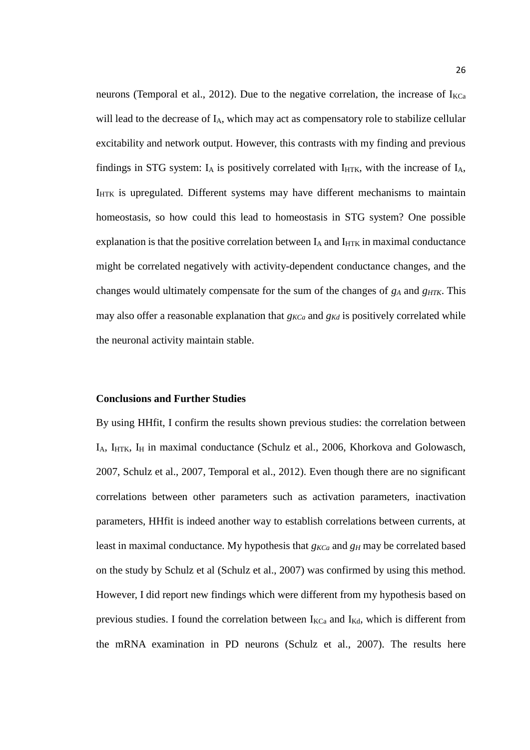neurons (Temporal et al., 2012). Due to the negative correlation, the increase of $I_{KCa}$ will lead to the decrease of $I_A$, which may act as compensatory role to stabilize cellular excitability and network output. However, this contrasts with my finding and previous findings in STG system: $I_A$ is positively correlated with $I_{HTK}$, with the increase of $I_A$, $I_{HTK}$ is upregulated. Different systems may have different mechanisms to maintain homeostasis, so how could this lead to homeostasis in STG system? One possible explanation is that the positive correlation between $I_A$ and $I_{HTK}$ in maximal conductance might be correlated negatively with activity-dependent conductance changes, and the changes would ultimately compensate for the sum of the changes of $g_A$ and $g_{HTK}$. This may also offer a reasonable explanation that $g_{KCa}$ and $g_{Kd}$ is positively correlated while the neuronal activity maintain stable.

**Conclusions and Further Studies**

By using HHfit, I confirm the results shown previous studies: the correlation between $I_A$, $I_{HTK}$, $I_H$ in maximal conductance (Schulz et al., 2006, Khorkova and Golowasch, 2007, Schulz et al., 2007, Temporal et al., 2012). Even though there are no significant correlations between other parameters such as activation parameters, inactivation parameters, HHfit is indeed another way to establish correlations between currents, at least in maximal conductance. My hypothesis that $g_{KCa}$ and $g_H$ may be correlated based on the study by Schulz et al (Schulz et al., 2007) was confirmed by using this method. However, I did report new findings which were different from my hypothesis based on previous studies. I found the correlation between $I_{KCa}$ and $I_{Kd}$, which is different from the mRNA examination in PD neurons (Schulz et al., 2007). The results here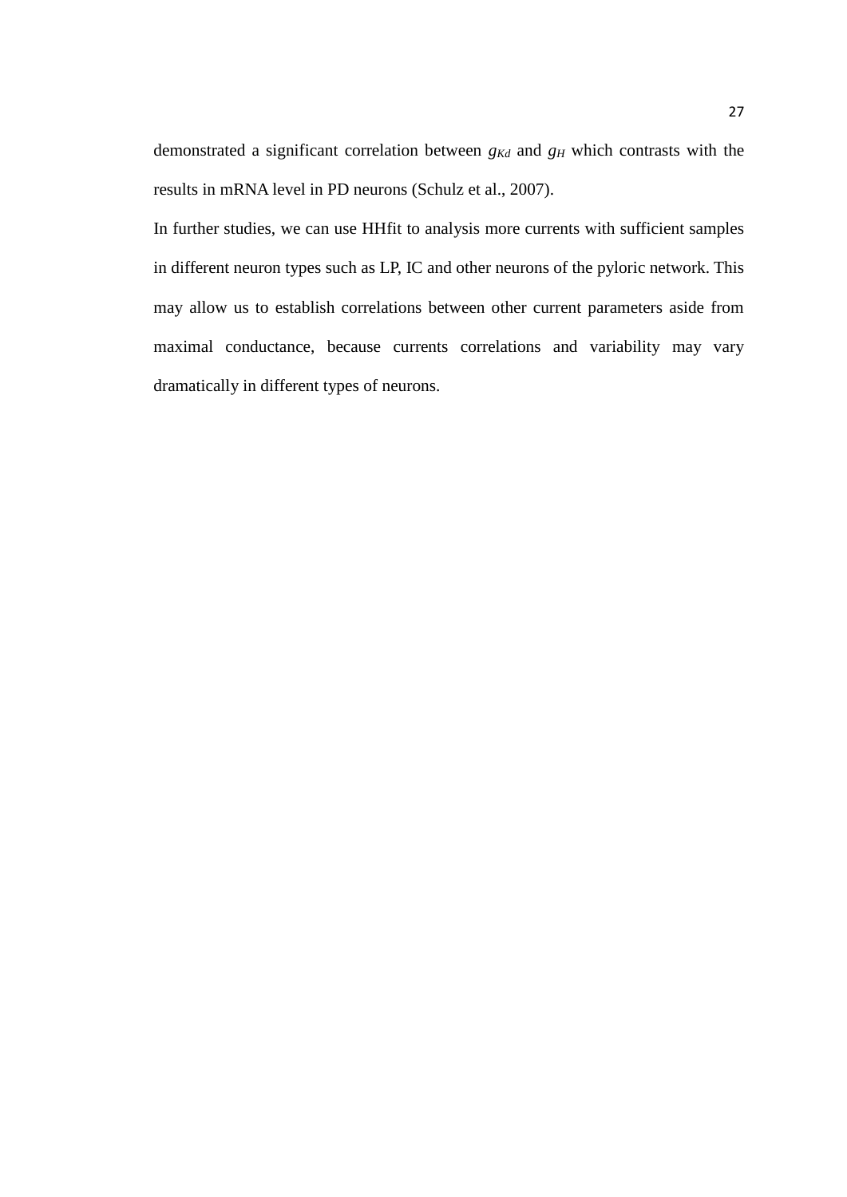demonstrated a significant correlation between $g_{Kd}$ and $g_H$ which contrasts with the results in mRNA level in PD neurons (Schulz et al., 2007).

In further studies, we can use HHfit to analysis more currents with sufficient samples in different neuron types such as LP, IC and other neurons of the pyloric network. This may allow us to establish correlations between other current parameters aside from maximal conductance, because currents correlations and variability may vary dramatically in different types of neurons.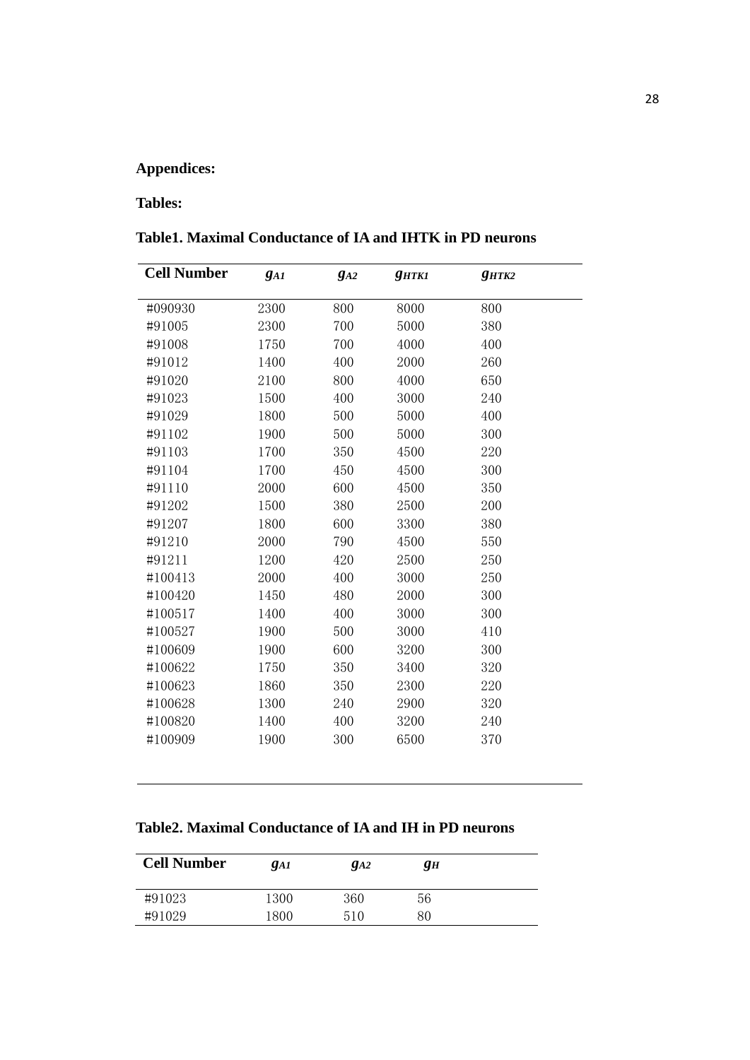**Appendices:**

**Tables:**

**Table1. Maximal Conductance of IA and IHTK in PD neurons**

| Cell Number | $g_{A1}$ | $g_{A2}$ | $g_{HTK1}$ | $g_{HTK2}$ |
|---|---|---|---|---|
| #090930 | 2300 | 800 | 8000 | 800 |
| #91005 | 2300 | 700 | 5000 | 380 |
| #91008 | 1750 | 700 | 4000 | 400 |
| #91012 | 1400 | 400 | 2000 | 260 |
| #91020 | 2100 | 800 | 4000 | 650 |
| #91023 | 1500 | 400 | 3000 | 240 |
| #91029 | 1800 | 500 | 5000 | 400 |
| #91102 | 1900 | 500 | 5000 | 300 |
| #91103 | 1700 | 350 | 4500 | 220 |
| #91104 | 1700 | 450 | 4500 | 300 |
| #91110 | 2000 | 600 | 4500 | 350 |
| #91202 | 1500 | 380 | 2500 | 200 |
| #91207 | 1800 | 600 | 3300 | 380 |
| #91210 | 2000 | 790 | 4500 | 550 |
| #91211 | 1200 | 420 | 2500 | 250 |
| #100413 | 2000 | 400 | 3000 | 250 |
| #100420 | 1450 | 480 | 2000 | 300 |
| #100517 | 1400 | 400 | 3000 | 300 |
| #100527 | 1900 | 500 | 3000 | 410 |
| #100609 | 1900 | 600 | 3200 | 300 |
| #100622 | 1750 | 350 | 3400 | 320 |
| #100623 | 1860 | 350 | 2300 | 220 |
| #100628 | 1300 | 240 | 2900 | 320 |
| #100820 | 1400 | 400 | 3200 | 240 |
| #100909 | 1900 | 300 | 6500 | 370 |

**Table2. Maximal Conductance of IA and IH in PD neurons**

| Cell Number | $g_{A1}$ | $g_{A2}$ | $g_H$ |
|---|---|---|---|
| #91023 | 1300 | 360 | 56 |
| #91029 | 1800 | 510 | 80 |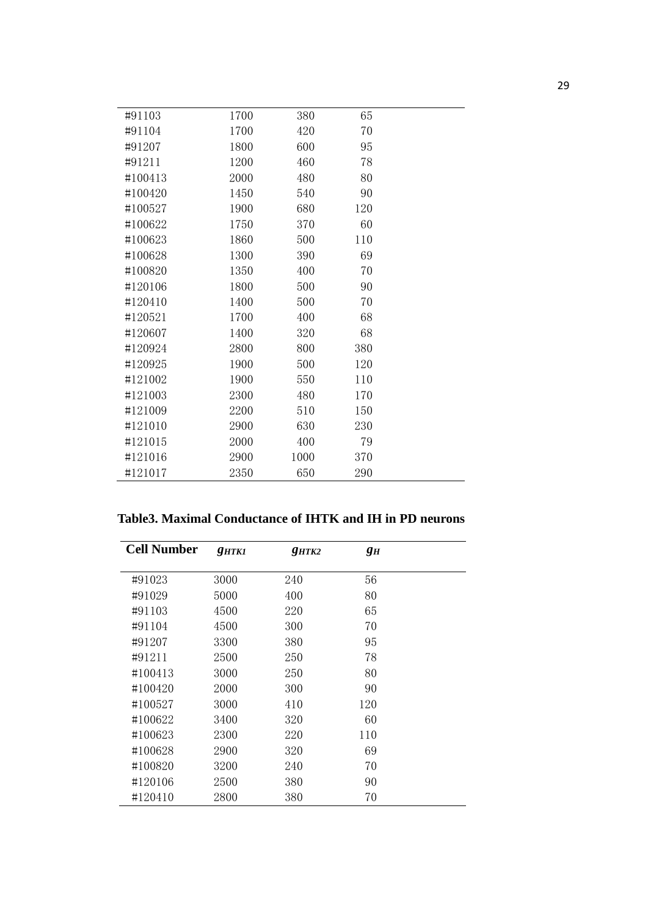| | | | |
|---|---|---|---|
| #91103 | 1700 | 380 | 65 |
| #91104 | 1700 | 420 | 70 |
| #91207 | 1800 | 600 | 95 |
| #91211 | 1200 | 460 | 78 |
| #100413 | 2000 | 480 | 80 |
| #100420 | 1450 | 540 | 90 |
| #100527 | 1900 | 680 | 120 |
| #100622 | 1750 | 370 | 60 |
| #100623 | 1860 | 500 | 110 |
| #100628 | 1300 | 390 | 69 |
| #100820 | 1350 | 400 | 70 |
| #120106 | 1800 | 500 | 90 |
| #120410 | 1400 | 500 | 70 |
| #120521 | 1700 | 400 | 68 |
| #120607 | 1400 | 320 | 68 |
| #120924 | 2800 | 800 | 380 |
| #120925 | 1900 | 500 | 120 |
| #121002 | 1900 | 550 | 110 |
| #121003 | 2300 | 480 | 170 |
| #121009 | 2200 | 510 | 150 |
| #121010 | 2900 | 630 | 230 |
| #121015 | 2000 | 400 | 79 |
| #121016 | 2900 | 1000 | 370 |
| #121017 | 2350 | 650 | 290 |

**Table3. Maximal Conductance of IHTK and IH in PD neurons**

| Cell Number | $g_{HTK1}$ | $g_{HTK2}$ | $g_H$ |
|---|---|---|---|
| #91023 | 3000 | 240 | 56 |
| #91029 | 5000 | 400 | 80 |
| #91103 | 4500 | 220 | 65 |
| #91104 | 4500 | 300 | 70 |
| #91207 | 3300 | 380 | 95 |
| #91211 | 2500 | 250 | 78 |
| #100413 | 3000 | 250 | 80 |
| #100420 | 2000 | 300 | 90 |
| #100527 | 3000 | 410 | 120 |
| #100622 | 3400 | 320 | 60 |
| #100623 | 2300 | 220 | 110 |
| #100628 | 2900 | 320 | 69 |
| #100820 | 3200 | 240 | 70 |
| #120106 | 2500 | 380 | 90 |
| #120410 | 2800 | 380 | 70 |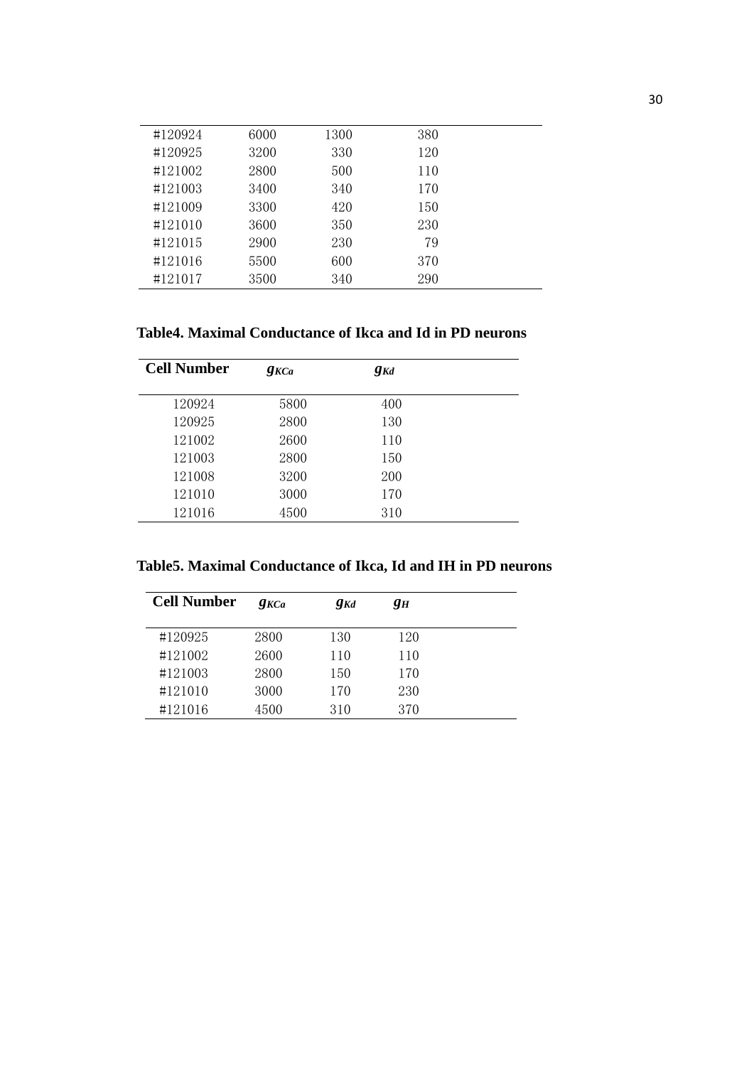| | | | |
|---|---|---|---|
| #120924 | 6000 | 1300 | 380 |
| #120925 | 3200 | 330 | 120 |
| #121002 | 2800 | 500 | 110 |
| #121003 | 3400 | 340 | 170 |
| #121009 | 3300 | 420 | 150 |
| #121010 | 3600 | 350 | 230 |
| #121015 | 2900 | 230 | 79 |
| #121016 | 5500 | 600 | 370 |
| #121017 | 3500 | 340 | 290 |

**Table4. Maximal Conductance of Ikca and Id in PD neurons**

| **Cell Number** | $g_{KCa}$ | $g_{Kd}$ |
|---|---|---|
| 120924 | 5800 | 400 |
| 120925 | 2800 | 130 |
| 121002 | 2600 | 110 |
| 121003 | 2800 | 150 |
| 121008 | 3200 | 200 |
| 121010 | 3000 | 170 |
| 121016 | 4500 | 310 |

**Table5. Maximal Conductance of Ikca, Id and IH in PD neurons**

| **Cell Number** | $g_{KCa}$ | $g_{Kd}$ | $g_H$ |
|---|---|---|---|
| #120925 | 2800 | 130 | 120 |
| #121002 | 2600 | 110 | 110 |
| #121003 | 2800 | 150 | 170 |
| #121010 | 3000 | 170 | 230 |
| #121016 | 4500 | 310 | 370 |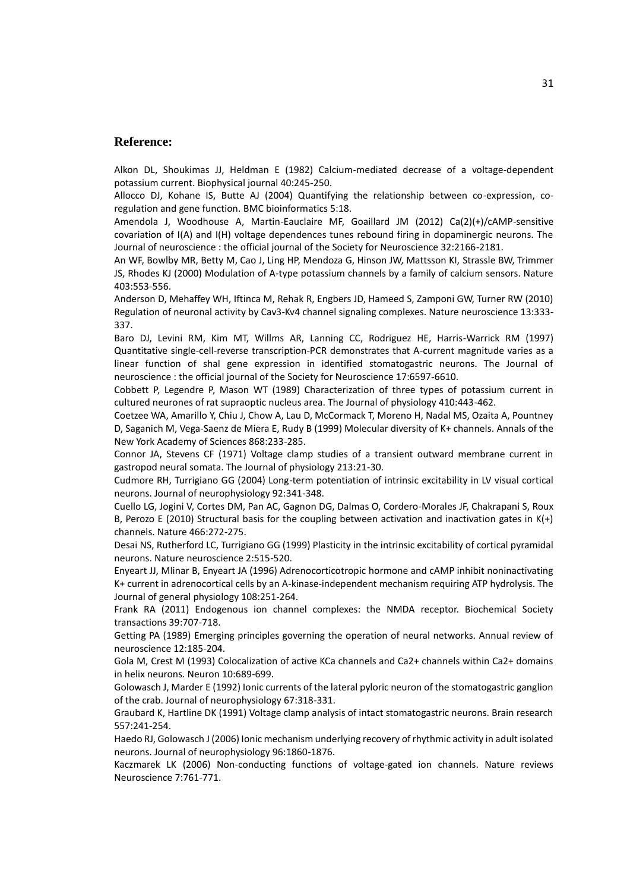## Reference:

Alkon DL, Shoukimas JJ, Heldman E (1982) Calcium-mediated decrease of a voltage-dependent potassium current. Biophysical journal 40:245-250.

Allocco DJ, Kohane IS, Butte AJ (2004) Quantifying the relationship between co-expression, co-regulation and gene function. BMC bioinformatics 5:18.

Amendola J, Woodhouse A, Martin-Eauclaire MF, Goaillard JM (2012) Ca(2)(+)/cAMP-sensitive covariation of I(A) and I(H) voltage dependences tunes rebound firing in dopaminergic neurons. The Journal of neuroscience : the official journal of the Society for Neuroscience 32:2166-2181.

An WF, Bowlby MR, Betty M, Cao J, Ling HP, Mendoza G, Hinson JW, Mattsson KI, Strassle BW, Trimmer JS, Rhodes KJ (2000) Modulation of A-type potassium channels by a family of calcium sensors. Nature 403:553-556.

Anderson D, Mehaffey WH, Iftinca M, Rehak R, Engbers JD, Hameed S, Zamponi GW, Turner RW (2010) Regulation of neuronal activity by Cav3-Kv4 channel signaling complexes. Nature neuroscience 13:333-337.

Baro DJ, Levini RM, Kim MT, Willms AR, Lanning CC, Rodriguez HE, Harris-Warrick RM (1997) Quantitative single-cell-reverse transcription-PCR demonstrates that A-current magnitude varies as a linear function of shal gene expression in identified stomatogastric neurons. The Journal of neuroscience : the official journal of the Society for Neuroscience 17:6597-6610.

Cobbett P, Legendre P, Mason WT (1989) Characterization of three types of potassium current in cultured neurones of rat supraoptic nucleus area. The Journal of physiology 410:443-462.

Coetzee WA, Amarillo Y, Chiu J, Chow A, Lau D, McCormack T, Moreno H, Nadal MS, Ozaita A, Pountney D, Saganich M, Vega-Saenz de Miera E, Rudy B (1999) Molecular diversity of K+ channels. Annals of the New York Academy of Sciences 868:233-285.

Connor JA, Stevens CF (1971) Voltage clamp studies of a transient outward membrane current in gastropod neural somata. The Journal of physiology 213:21-30.

Cudmore RH, Turrigiano GG (2004) Long-term potentiation of intrinsic excitability in LV visual cortical neurons. Journal of neurophysiology 92:341-348.

Cuello LG, Jogini V, Cortes DM, Pan AC, Gagnon DG, Dalmas O, Cordero-Morales JF, Chakrapani S, Roux B, Perozo E (2010) Structural basis for the coupling between activation and inactivation gates in K(+) channels. Nature 466:272-275.

Desai NS, Rutherford LC, Turrigiano GG (1999) Plasticity in the intrinsic excitability of cortical pyramidal neurons. Nature neuroscience 2:515-520.

Enyeart JJ, Mlinar B, Enyeart JA (1996) Adrenocorticotropic hormone and cAMP inhibit noninactivating K+ current in adrenocortical cells by an A-kinase-independent mechanism requiring ATP hydrolysis. The Journal of general physiology 108:251-264.

Frank RA (2011) Endogenous ion channel complexes: the NMDA receptor. Biochemical Society transactions 39:707-718.

Getting PA (1989) Emerging principles governing the operation of neural networks. Annual review of neuroscience 12:185-204.

Gola M, Crest M (1993) Colocalization of active KCa channels and Ca2+ channels within Ca2+ domains in helix neurons. Neuron 10:689-699.

Golowasch J, Marder E (1992) Ionic currents of the lateral pyloric neuron of the stomatogastric ganglion of the crab. Journal of neurophysiology 67:318-331.

Graubard K, Hartline DK (1991) Voltage clamp analysis of intact stomatogastric neurons. Brain research 557:241-254.

Haedo RJ, Golowasch J (2006) Ionic mechanism underlying recovery of rhythmic activity in adult isolated neurons. Journal of neurophysiology 96:1860-1876.

Kaczmarek LK (2006) Non-conducting functions of voltage-gated ion channels. Nature reviews Neuroscience 7:761-771.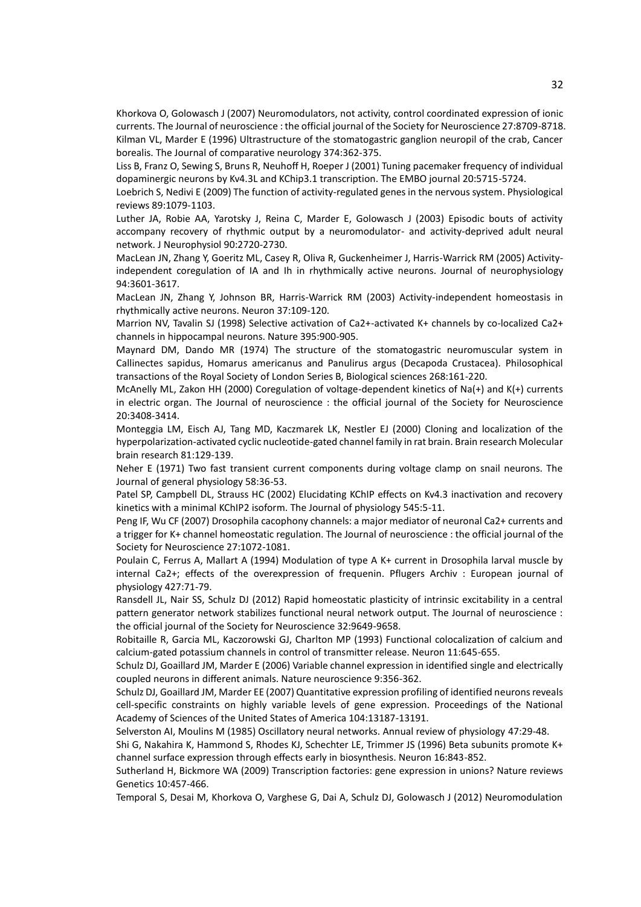Khorkova O, Golowasch J (2007) Neuromodulators, not activity, control coordinated expression of ionic currents. The Journal of neuroscience : the official journal of the Society for Neuroscience 27:8709-8718.

Kilman VL, Marder E (1996) Ultrastructure of the stomatogastric ganglion neuropil of the crab, Cancer borealis. The Journal of comparative neurology 374:362-375.

Liss B, Franz O, Sewing S, Bruns R, Neuhoff H, Roeper J (2001) Tuning pacemaker frequency of individual dopaminergic neurons by Kv4.3L and KChip3.1 transcription. The EMBO journal 20:5715-5724.

Loebrich S, Nedivi E (2009) The function of activity-regulated genes in the nervous system. Physiological reviews 89:1079-1103.

Luther JA, Robie AA, Yarotsky J, Reina C, Marder E, Golowasch J (2003) Episodic bouts of activity accompany recovery of rhythmic output by a neuromodulator- and activity-deprived adult neural network. J Neurophysiol 90:2720-2730.

MacLean JN, Zhang Y, Goeritz ML, Casey R, Oliva R, Guckenheimer J, Harris-Warrick RM (2005) Activity-independent coregulation of IA and Ih in rhythmically active neurons. Journal of neurophysiology 94:3601-3617.

MacLean JN, Zhang Y, Johnson BR, Harris-Warrick RM (2003) Activity-independent homeostasis in rhythmically active neurons. Neuron 37:109-120.

Marrion NV, Tavalin SJ (1998) Selective activation of Ca2+-activated K+ channels by co-localized Ca2+ channels in hippocampal neurons. Nature 395:900-905.

Maynard DM, Dando MR (1974) The structure of the stomatogastric neuromuscular system in Callinectes sapidus, Homarus americanus and Panulirus argus (Decapoda Crustacea). Philosophical transactions of the Royal Society of London Series B, Biological sciences 268:161-220.

McAnelly ML, Zakon HH (2000) Coregulation of voltage-dependent kinetics of Na(+) and K(+) currents in electric organ. The Journal of neuroscience : the official journal of the Society for Neuroscience 20:3408-3414.

Monteggia LM, Eisch AJ, Tang MD, Kaczmarek LK, Nestler EJ (2000) Cloning and localization of the hyperpolarization-activated cyclic nucleotide-gated channel family in rat brain. Brain research Molecular brain research 81:129-139.

Neher E (1971) Two fast transient current components during voltage clamp on snail neurons. The Journal of general physiology 58:36-53.

Patel SP, Campbell DL, Strauss HC (2002) Elucidating KChIP effects on Kv4.3 inactivation and recovery kinetics with a minimal KChIP2 isoform. The Journal of physiology 545:5-11.

Peng IF, Wu CF (2007) Drosophila cacophony channels: a major mediator of neuronal Ca2+ currents and a trigger for K+ channel homeostatic regulation. The Journal of neuroscience : the official journal of the Society for Neuroscience 27:1072-1081.

Poulain C, Ferrus A, Mallart A (1994) Modulation of type A K+ current in Drosophila larval muscle by internal Ca2+; effects of the overexpression of frequenin. Pflugers Archiv : European journal of physiology 427:71-79.

Ransdell JL, Nair SS, Schulz DJ (2012) Rapid homeostatic plasticity of intrinsic excitability in a central pattern generator network stabilizes functional neural network output. The Journal of neuroscience : the official journal of the Society for Neuroscience 32:9649-9658.

Robitaille R, Garcia ML, Kaczorowski GJ, Charlton MP (1993) Functional colocalization of calcium and calcium-gated potassium channels in control of transmitter release. Neuron 11:645-655.

Schulz DJ, Goaillard JM, Marder E (2006) Variable channel expression in identified single and electrically coupled neurons in different animals. Nature neuroscience 9:356-362.

Schulz DJ, Goaillard JM, Marder EE (2007) Quantitative expression profiling of identified neurons reveals cell-specific constraints on highly variable levels of gene expression. Proceedings of the National Academy of Sciences of the United States of America 104:13187-13191.

Selverston AI, Moulins M (1985) Oscillatory neural networks. Annual review of physiology 47:29-48.

Shi G, Nakahira K, Hammond S, Rhodes KJ, Schechter LE, Trimmer JS (1996) Beta subunits promote K+ channel surface expression through effects early in biosynthesis. Neuron 16:843-852.

Sutherland H, Bickmore WA (2009) Transcription factories: gene expression in unions? Nature reviews Genetics 10:457-466.

Temporal S, Desai M, Khorkova O, Varghese G, Dai A, Schulz DJ, Golowasch J (2012) Neuromodulation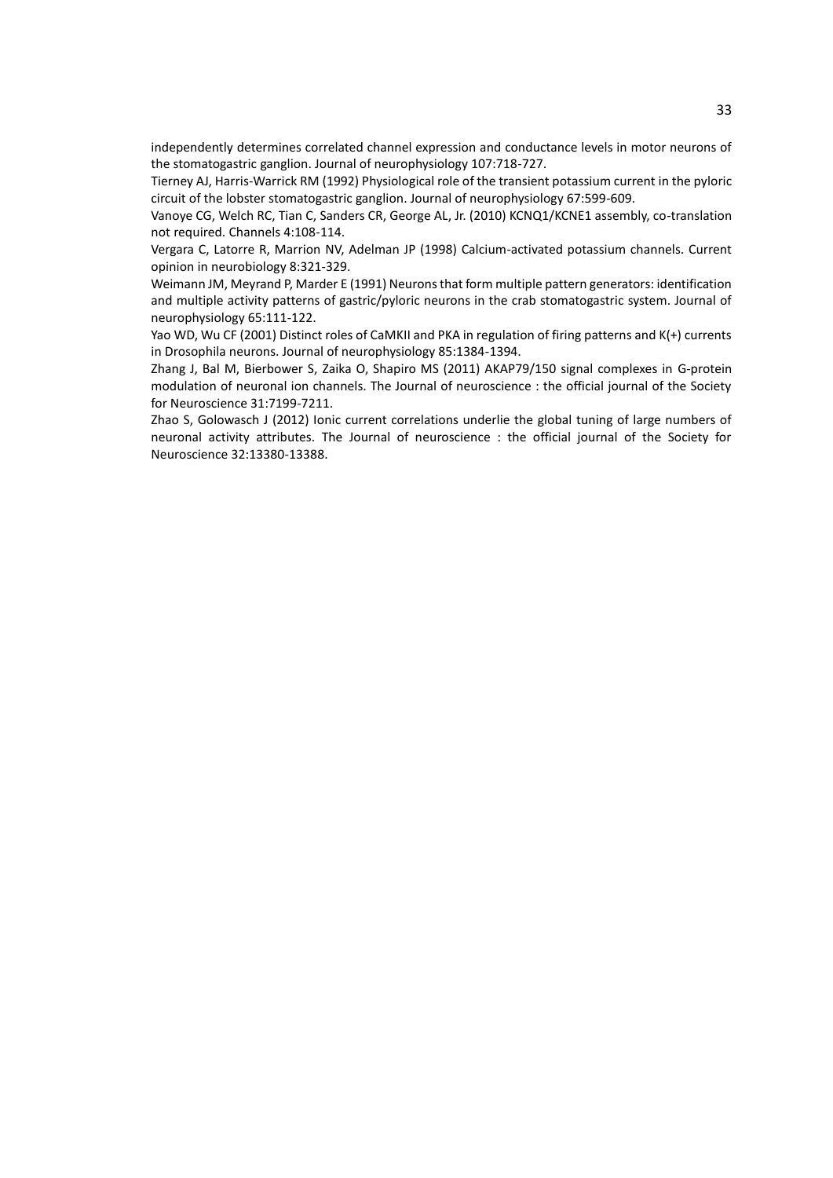independently determines correlated channel expression and conductance levels in motor neurons of the stomatogastric ganglion. Journal of neurophysiology 107:718-727.

Tierney AJ, Harris-Warrick RM (1992) Physiological role of the transient potassium current in the pyloric circuit of the lobster stomatogastric ganglion. Journal of neurophysiology 67:599-609.

Vanoye CG, Welch RC, Tian C, Sanders CR, George AL, Jr. (2010) KCNQ1/KCNE1 assembly, co-translation not required. Channels 4:108-114.

Vergara C, Latorre R, Marrion NV, Adelman JP (1998) Calcium-activated potassium channels. Current opinion in neurobiology 8:321-329.

Weimann JM, Meyrand P, Marder E (1991) Neurons that form multiple pattern generators: identification and multiple activity patterns of gastric/pyloric neurons in the crab stomatogastric system. Journal of neurophysiology 65:111-122.

Yao WD, Wu CF (2001) Distinct roles of CaMKII and PKA in regulation of firing patterns and K(+) currents in Drosophila neurons. Journal of neurophysiology 85:1384-1394.

Zhang J, Bal M, Bierbower S, Zaika O, Shapiro MS (2011) AKAP79/150 signal complexes in G-protein modulation of neuronal ion channels. The Journal of neuroscience : the official journal of the Society for Neuroscience 31:7199-7211.

Zhao S, Golowasch J (2012) Ionic current correlations underlie the global tuning of large numbers of neuronal activity attributes. The Journal of neuroscience : the official journal of the Society for Neuroscience 32:13380-13388.